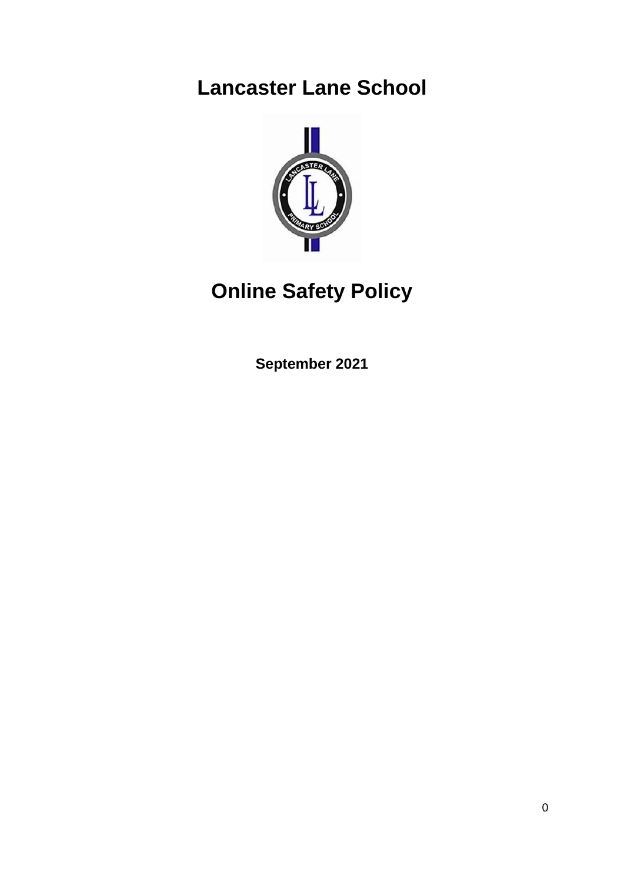# Lancaster Lane School

# Online Safety Policy

**September 2021**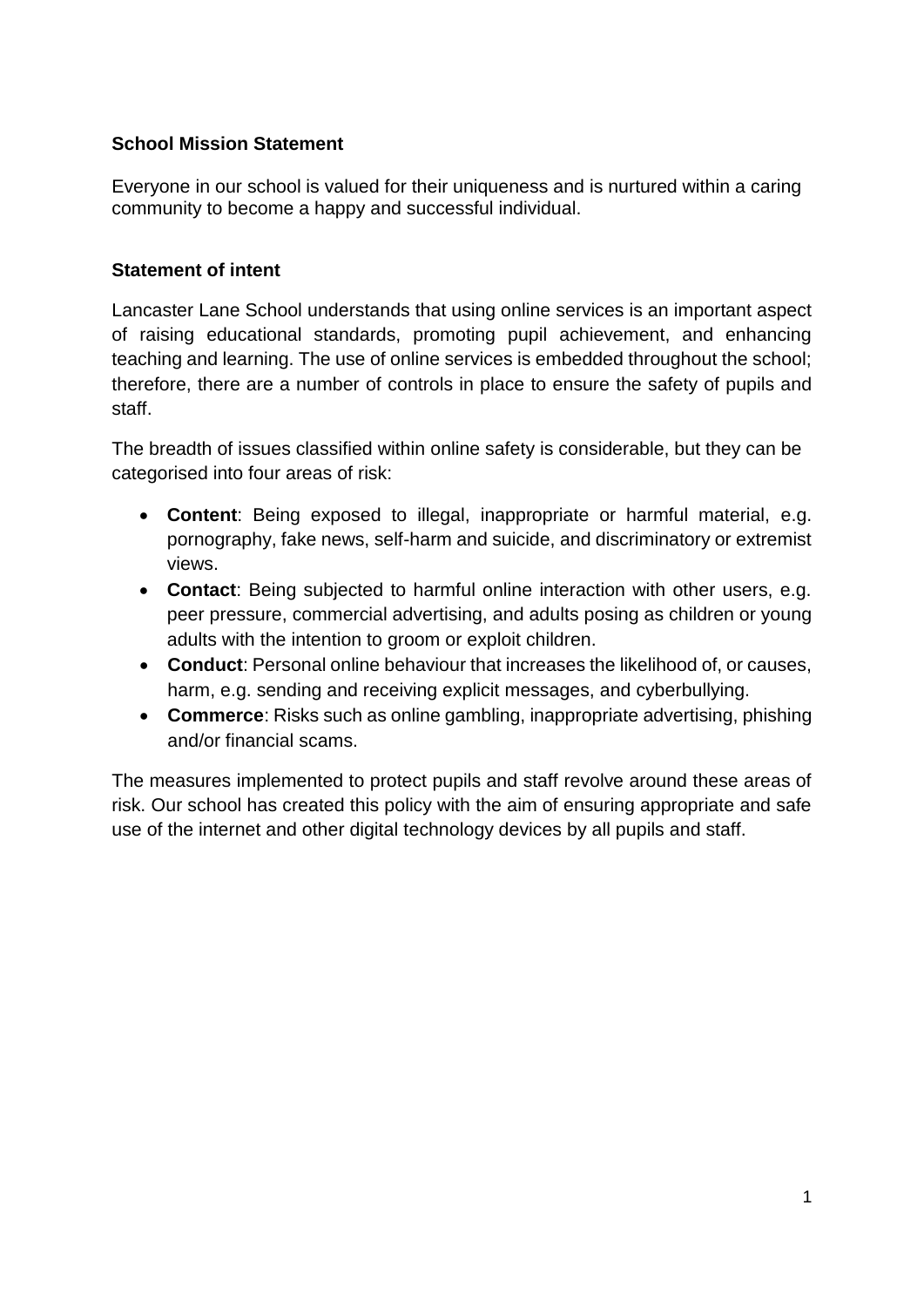**School Mission Statement**

Everyone in our school is valued for their uniqueness and is nurtured within a caring community to become a happy and successful individual.

**Statement of intent**

Lancaster Lane School understands that using online services is an important aspect of raising educational standards, promoting pupil achievement, and enhancing teaching and learning. The use of online services is embedded throughout the school; therefore, there are a number of controls in place to ensure the safety of pupils and staff.

The breadth of issues classified within online safety is considerable, but they can be categorised into four areas of risk:

- **Content**: Being exposed to illegal, inappropriate or harmful material, e.g. pornography, fake news, self-harm and suicide, and discriminatory or extremist views.
- **Contact**: Being subjected to harmful online interaction with other users, e.g. peer pressure, commercial advertising, and adults posing as children or young adults with the intention to groom or exploit children.
- **Conduct**: Personal online behaviour that increases the likelihood of, or causes, harm, e.g. sending and receiving explicit messages, and cyberbullying.
- **Commerce**: Risks such as online gambling, inappropriate advertising, phishing and/or financial scams.

The measures implemented to protect pupils and staff revolve around these areas of risk. Our school has created this policy with the aim of ensuring appropriate and safe use of the internet and other digital technology devices by all pupils and staff.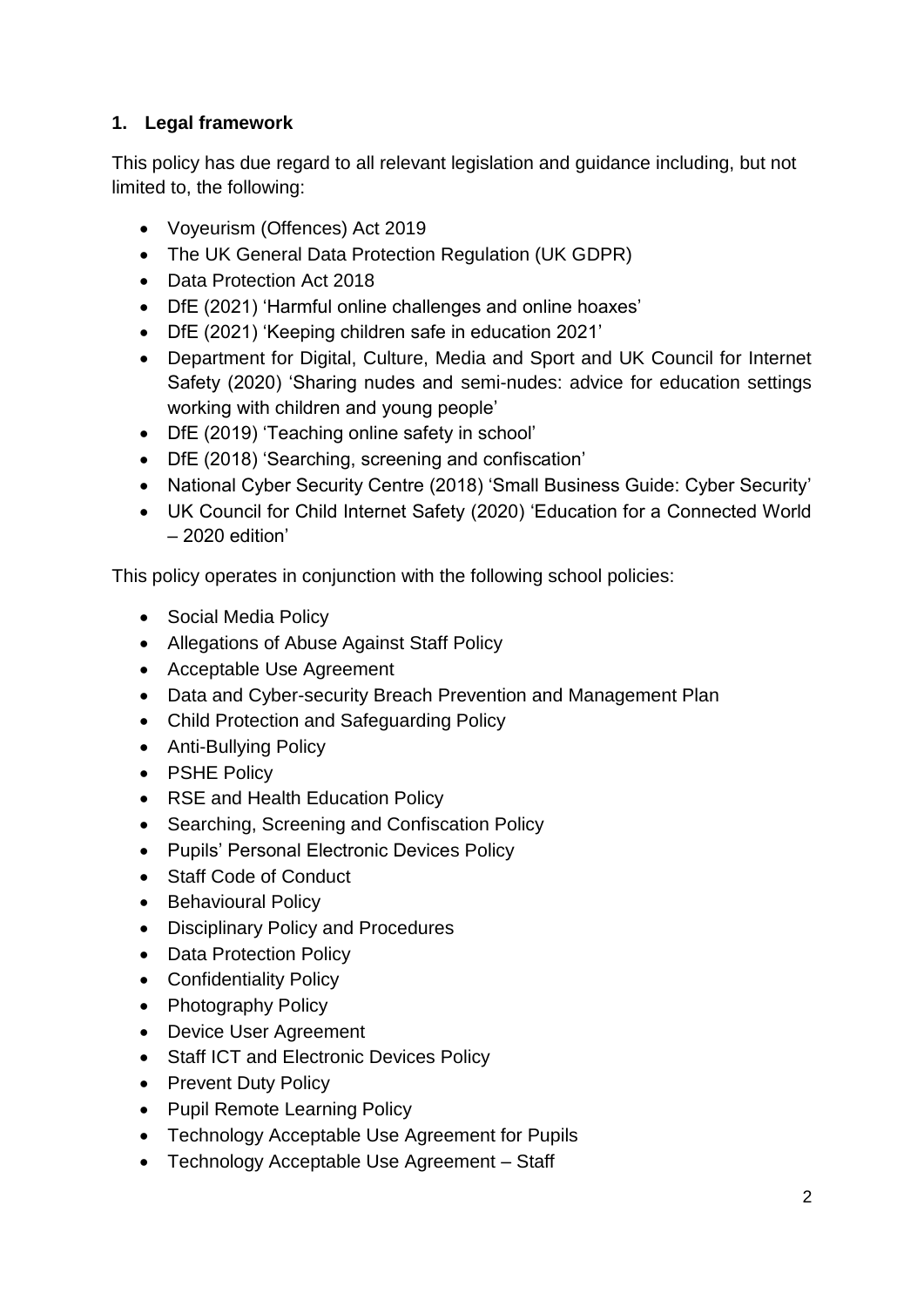## 1. Legal framework

This policy has due regard to all relevant legislation and guidance including, but not limited to, the following:

- Voyeurism (Offences) Act 2019
- The UK General Data Protection Regulation (UK GDPR)
- Data Protection Act 2018
- DfE (2021) 'Harmful online challenges and online hoaxes'
- DfE (2021) 'Keeping children safe in education 2021'
- Department for Digital, Culture, Media and Sport and UK Council for Internet Safety (2020) 'Sharing nudes and semi-nudes: advice for education settings working with children and young people'
- DfE (2019) 'Teaching online safety in school'
- DfE (2018) 'Searching, screening and confiscation'
- National Cyber Security Centre (2018) 'Small Business Guide: Cyber Security'
- UK Council for Child Internet Safety (2020) 'Education for a Connected World – 2020 edition'

This policy operates in conjunction with the following school policies:

- Social Media Policy
- Allegations of Abuse Against Staff Policy
- Acceptable Use Agreement
- Data and Cyber-security Breach Prevention and Management Plan
- Child Protection and Safeguarding Policy
- Anti-Bullying Policy
- PSHE Policy
- RSE and Health Education Policy
- Searching, Screening and Confiscation Policy
- Pupils' Personal Electronic Devices Policy
- Staff Code of Conduct
- Behavioural Policy
- Disciplinary Policy and Procedures
- Data Protection Policy
- Confidentiality Policy
- Photography Policy
- Device User Agreement
- Staff ICT and Electronic Devices Policy
- Prevent Duty Policy
- Pupil Remote Learning Policy
- Technology Acceptable Use Agreement for Pupils
- Technology Acceptable Use Agreement – Staff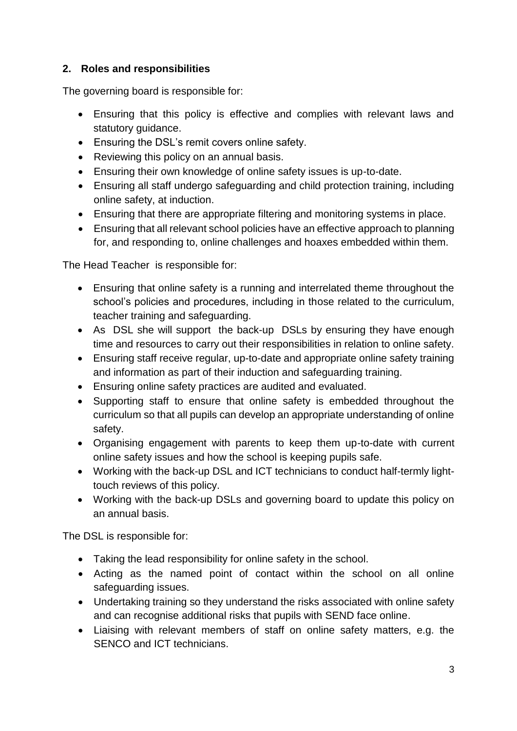## 2. Roles and responsibilities

The governing board is responsible for:

- Ensuring that this policy is effective and complies with relevant laws and statutory guidance.
- Ensuring the DSL's remit covers online safety.
- Reviewing this policy on an annual basis.
- Ensuring their own knowledge of online safety issues is up-to-date.
- Ensuring all staff undergo safeguarding and child protection training, including online safety, at induction.
- Ensuring that there are appropriate filtering and monitoring systems in place.
- Ensuring that all relevant school policies have an effective approach to planning for, and responding to, online challenges and hoaxes embedded within them.

The Head Teacher is responsible for:

- Ensuring that online safety is a running and interrelated theme throughout the school's policies and procedures, including in those related to the curriculum, teacher training and safeguarding.
- As DSL she will support the back-up DSLs by ensuring they have enough time and resources to carry out their responsibilities in relation to online safety.
- Ensuring staff receive regular, up-to-date and appropriate online safety training and information as part of their induction and safeguarding training.
- Ensuring online safety practices are audited and evaluated.
- Supporting staff to ensure that online safety is embedded throughout the curriculum so that all pupils can develop an appropriate understanding of online safety.
- Organising engagement with parents to keep them up-to-date with current online safety issues and how the school is keeping pupils safe.
- Working with the back-up DSL and ICT technicians to conduct half-termly light-touch reviews of this policy.
- Working with the back-up DSLs and governing board to update this policy on an annual basis.

The DSL is responsible for:

- Taking the lead responsibility for online safety in the school.
- Acting as the named point of contact within the school on all online safeguarding issues.
- Undertaking training so they understand the risks associated with online safety and can recognise additional risks that pupils with SEND face online.
- Liaising with relevant members of staff on online safety matters, e.g. the SENCO and ICT technicians.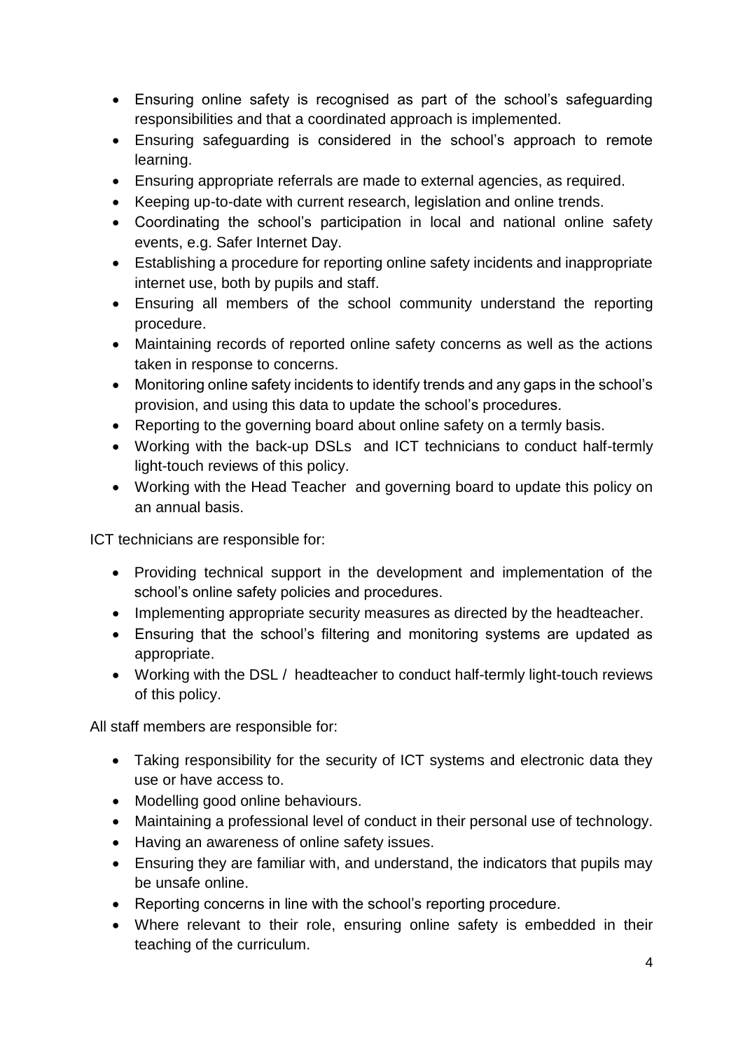- Ensuring online safety is recognised as part of the school's safeguarding responsibilities and that a coordinated approach is implemented.
- Ensuring safeguarding is considered in the school's approach to remote learning.
- Ensuring appropriate referrals are made to external agencies, as required.
- Keeping up-to-date with current research, legislation and online trends.
- Coordinating the school's participation in local and national online safety events, e.g. Safer Internet Day.
- Establishing a procedure for reporting online safety incidents and inappropriate internet use, both by pupils and staff.
- Ensuring all members of the school community understand the reporting procedure.
- Maintaining records of reported online safety concerns as well as the actions taken in response to concerns.
- Monitoring online safety incidents to identify trends and any gaps in the school's provision, and using this data to update the school's procedures.
- Reporting to the governing board about online safety on a termly basis.
- Working with the back-up DSLs and ICT technicians to conduct half-termly light-touch reviews of this policy.
- Working with the Head Teacher and governing board to update this policy on an annual basis.

ICT technicians are responsible for:

- Providing technical support in the development and implementation of the school's online safety policies and procedures.
- Implementing appropriate security measures as directed by the headteacher.
- Ensuring that the school's filtering and monitoring systems are updated as appropriate.
- Working with the DSL / headteacher to conduct half-termly light-touch reviews of this policy.

All staff members are responsible for:

- Taking responsibility for the security of ICT systems and electronic data they use or have access to.
- Modelling good online behaviours.
- Maintaining a professional level of conduct in their personal use of technology.
- Having an awareness of online safety issues.
- Ensuring they are familiar with, and understand, the indicators that pupils may be unsafe online.
- Reporting concerns in line with the school's reporting procedure.
- Where relevant to their role, ensuring online safety is embedded in their teaching of the curriculum.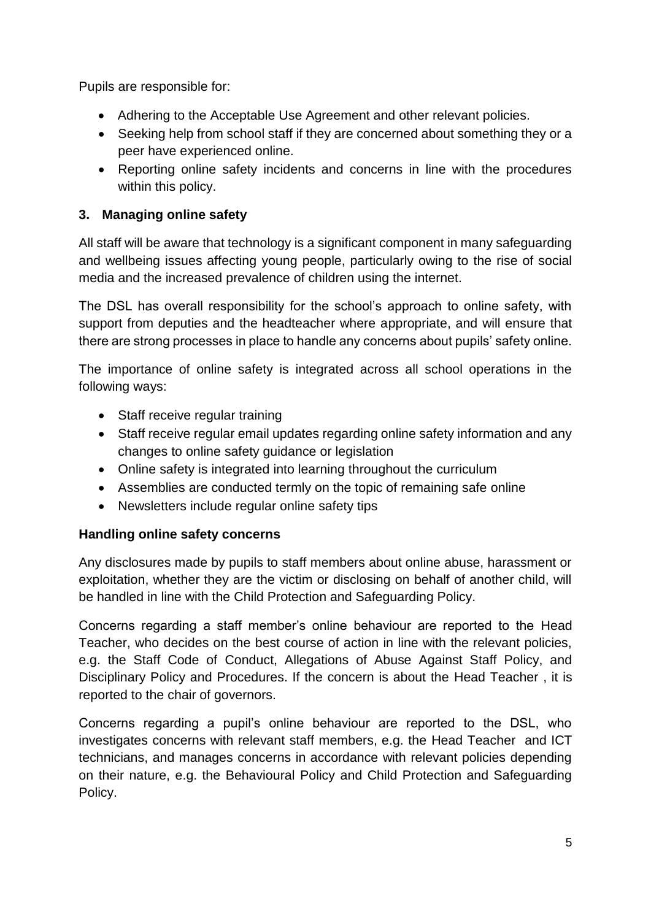Pupils are responsible for:

- Adhering to the Acceptable Use Agreement and other relevant policies.
- Seeking help from school staff if they are concerned about something they or a peer have experienced online.
- Reporting online safety incidents and concerns in line with the procedures within this policy.

## 3. Managing online safety

All staff will be aware that technology is a significant component in many safeguarding and wellbeing issues affecting young people, particularly owing to the rise of social media and the increased prevalence of children using the internet.

The DSL has overall responsibility for the school's approach to online safety, with support from deputies and the headteacher where appropriate, and will ensure that there are strong processes in place to handle any concerns about pupils' safety online.

The importance of online safety is integrated across all school operations in the following ways:

- Staff receive regular training
- Staff receive regular email updates regarding online safety information and any changes to online safety guidance or legislation
- Online safety is integrated into learning throughout the curriculum
- Assemblies are conducted termly on the topic of remaining safe online
- Newsletters include regular online safety tips

### Handling online safety concerns

Any disclosures made by pupils to staff members about online abuse, harassment or exploitation, whether they are the victim or disclosing on behalf of another child, will be handled in line with the Child Protection and Safeguarding Policy.

Concerns regarding a staff member's online behaviour are reported to the Head Teacher, who decides on the best course of action in line with the relevant policies, e.g. the Staff Code of Conduct, Allegations of Abuse Against Staff Policy, and Disciplinary Policy and Procedures. If the concern is about the Head Teacher , it is reported to the chair of governors.

Concerns regarding a pupil's online behaviour are reported to the DSL, who investigates concerns with relevant staff members, e.g. the Head Teacher and ICT technicians, and manages concerns in accordance with relevant policies depending on their nature, e.g. the Behavioural Policy and Child Protection and Safeguarding Policy.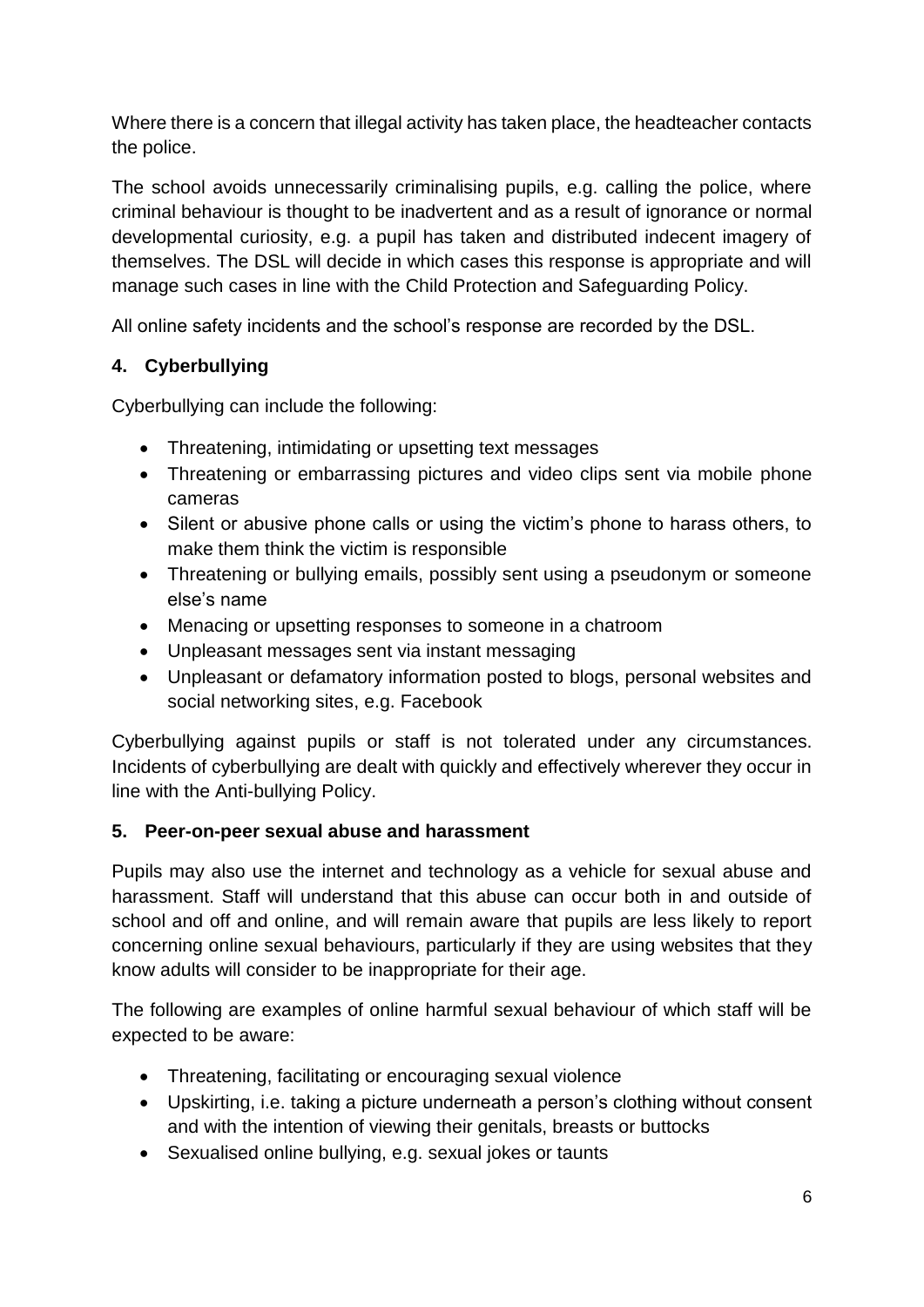Where there is a concern that illegal activity has taken place, the headteacher contacts the police.

The school avoids unnecessarily criminalising pupils, e.g. calling the police, where criminal behaviour is thought to be inadvertent and as a result of ignorance or normal developmental curiosity, e.g. a pupil has taken and distributed indecent imagery of themselves. The DSL will decide in which cases this response is appropriate and will manage such cases in line with the Child Protection and Safeguarding Policy.

All online safety incidents and the school's response are recorded by the DSL.

## 4. Cyberbullying

Cyberbullying can include the following:

- Threatening, intimidating or upsetting text messages
- Threatening or embarrassing pictures and video clips sent via mobile phone cameras
- Silent or abusive phone calls or using the victim's phone to harass others, to make them think the victim is responsible
- Threatening or bullying emails, possibly sent using a pseudonym or someone else's name
- Menacing or upsetting responses to someone in a chatroom
- Unpleasant messages sent via instant messaging
- Unpleasant or defamatory information posted to blogs, personal websites and social networking sites, e.g. Facebook

Cyberbullying against pupils or staff is not tolerated under any circumstances. Incidents of cyberbullying are dealt with quickly and effectively wherever they occur in line with the Anti-bullying Policy.

## 5. Peer-on-peer sexual abuse and harassment

Pupils may also use the internet and technology as a vehicle for sexual abuse and harassment. Staff will understand that this abuse can occur both in and outside of school and off and online, and will remain aware that pupils are less likely to report concerning online sexual behaviours, particularly if they are using websites that they know adults will consider to be inappropriate for their age.

The following are examples of online harmful sexual behaviour of which staff will be expected to be aware:

- Threatening, facilitating or encouraging sexual violence
- Upskirting, i.e. taking a picture underneath a person's clothing without consent and with the intention of viewing their genitals, breasts or buttocks
- Sexualised online bullying, e.g. sexual jokes or taunts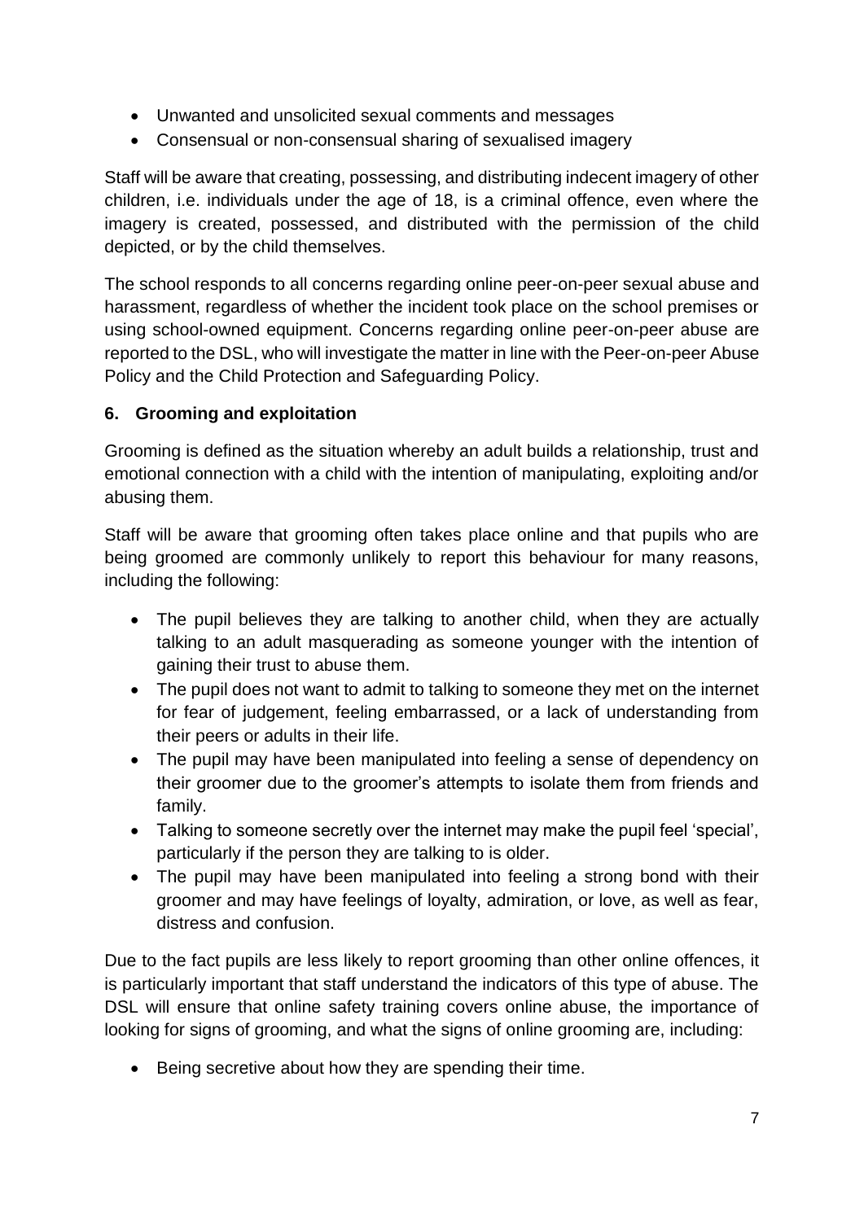- Unwanted and unsolicited sexual comments and messages
- Consensual or non-consensual sharing of sexualised imagery

Staff will be aware that creating, possessing, and distributing indecent imagery of other children, i.e. individuals under the age of 18, is a criminal offence, even where the imagery is created, possessed, and distributed with the permission of the child depicted, or by the child themselves.

The school responds to all concerns regarding online peer-on-peer sexual abuse and harassment, regardless of whether the incident took place on the school premises or using school-owned equipment. Concerns regarding online peer-on-peer abuse are reported to the DSL, who will investigate the matter in line with the Peer-on-peer Abuse Policy and the Child Protection and Safeguarding Policy.

## 6. Grooming and exploitation

Grooming is defined as the situation whereby an adult builds a relationship, trust and emotional connection with a child with the intention of manipulating, exploiting and/or abusing them.

Staff will be aware that grooming often takes place online and that pupils who are being groomed are commonly unlikely to report this behaviour for many reasons, including the following:

- The pupil believes they are talking to another child, when they are actually talking to an adult masquerading as someone younger with the intention of gaining their trust to abuse them.
- The pupil does not want to admit to talking to someone they met on the internet for fear of judgement, feeling embarrassed, or a lack of understanding from their peers or adults in their life.
- The pupil may have been manipulated into feeling a sense of dependency on their groomer due to the groomer's attempts to isolate them from friends and family.
- Talking to someone secretly over the internet may make the pupil feel 'special', particularly if the person they are talking to is older.
- The pupil may have been manipulated into feeling a strong bond with their groomer and may have feelings of loyalty, admiration, or love, as well as fear, distress and confusion.

Due to the fact pupils are less likely to report grooming than other online offences, it is particularly important that staff understand the indicators of this type of abuse. The DSL will ensure that online safety training covers online abuse, the importance of looking for signs of grooming, and what the signs of online grooming are, including:

- Being secretive about how they are spending their time.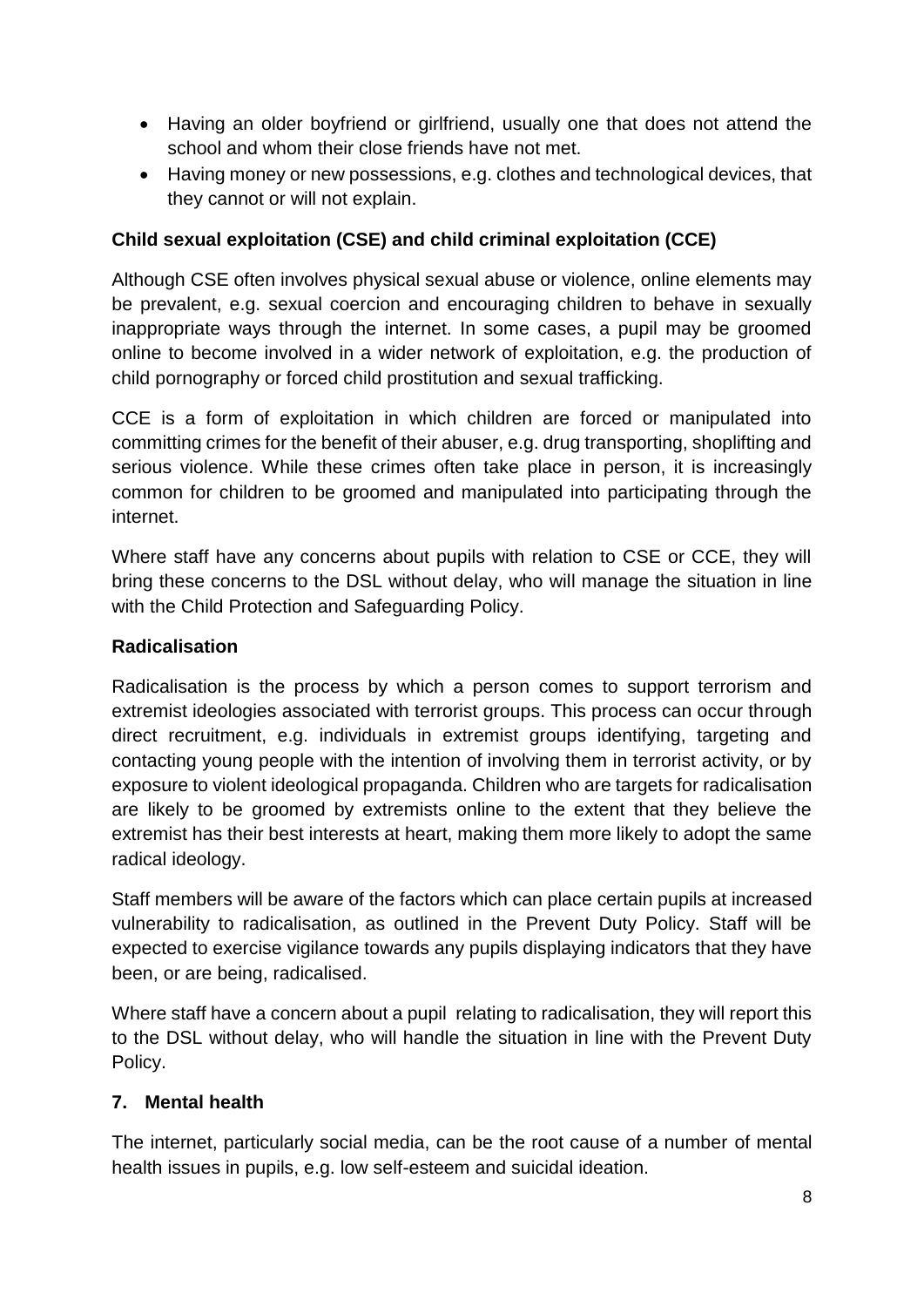- Having an older boyfriend or girlfriend, usually one that does not attend the school and whom their close friends have not met.
- Having money or new possessions, e.g. clothes and technological devices, that they cannot or will not explain.

**Child sexual exploitation (CSE) and child criminal exploitation (CCE)**

Although CSE often involves physical sexual abuse or violence, online elements may be prevalent, e.g. sexual coercion and encouraging children to behave in sexually inappropriate ways through the internet. In some cases, a pupil may be groomed online to become involved in a wider network of exploitation, e.g. the production of child pornography or forced child prostitution and sexual trafficking.

CCE is a form of exploitation in which children are forced or manipulated into committing crimes for the benefit of their abuser, e.g. drug transporting, shoplifting and serious violence. While these crimes often take place in person, it is increasingly common for children to be groomed and manipulated into participating through the internet.

Where staff have any concerns about pupils with relation to CSE or CCE, they will bring these concerns to the DSL without delay, who will manage the situation in line with the Child Protection and Safeguarding Policy.

**Radicalisation**

Radicalisation is the process by which a person comes to support terrorism and extremist ideologies associated with terrorist groups. This process can occur through direct recruitment, e.g. individuals in extremist groups identifying, targeting and contacting young people with the intention of involving them in terrorist activity, or by exposure to violent ideological propaganda. Children who are targets for radicalisation are likely to be groomed by extremists online to the extent that they believe the extremist has their best interests at heart, making them more likely to adopt the same radical ideology.

Staff members will be aware of the factors which can place certain pupils at increased vulnerability to radicalisation, as outlined in the Prevent Duty Policy. Staff will be expected to exercise vigilance towards any pupils displaying indicators that they have been, or are being, radicalised.

Where staff have a concern about a pupil relating to radicalisation, they will report this to the DSL without delay, who will handle the situation in line with the Prevent Duty Policy.

## 7. Mental health

The internet, particularly social media, can be the root cause of a number of mental health issues in pupils, e.g. low self-esteem and suicidal ideation.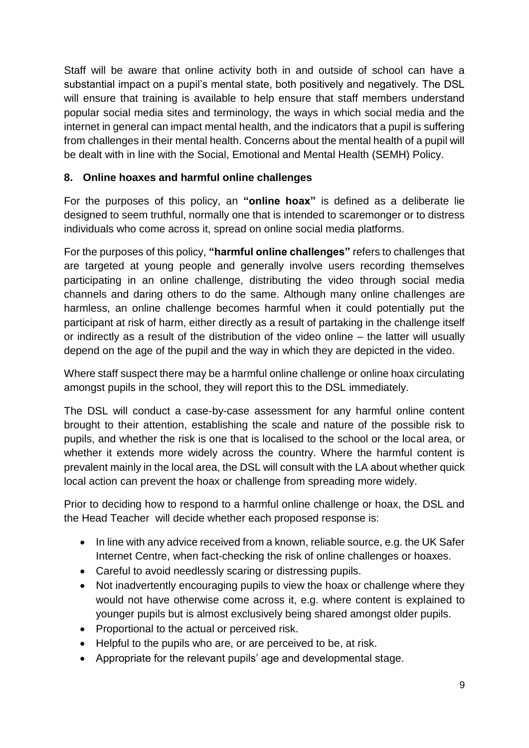Staff will be aware that online activity both in and outside of school can have a substantial impact on a pupil's mental state, both positively and negatively. The DSL will ensure that training is available to help ensure that staff members understand popular social media sites and terminology, the ways in which social media and the internet in general can impact mental health, and the indicators that a pupil is suffering from challenges in their mental health. Concerns about the mental health of a pupil will be dealt with in line with the Social, Emotional and Mental Health (SEMH) Policy.

## 8. Online hoaxes and harmful online challenges

For the purposes of this policy, an **"online hoax"** is defined as a deliberate lie designed to seem truthful, normally one that is intended to scaremonger or to distress individuals who come across it, spread on online social media platforms.

For the purposes of this policy, **"harmful online challenges"** refers to challenges that are targeted at young people and generally involve users recording themselves participating in an online challenge, distributing the video through social media channels and daring others to do the same. Although many online challenges are harmless, an online challenge becomes harmful when it could potentially put the participant at risk of harm, either directly as a result of partaking in the challenge itself or indirectly as a result of the distribution of the video online – the latter will usually depend on the age of the pupil and the way in which they are depicted in the video.

Where staff suspect there may be a harmful online challenge or online hoax circulating amongst pupils in the school, they will report this to the DSL immediately.

The DSL will conduct a case-by-case assessment for any harmful online content brought to their attention, establishing the scale and nature of the possible risk to pupils, and whether the risk is one that is localised to the school or the local area, or whether it extends more widely across the country. Where the harmful content is prevalent mainly in the local area, the DSL will consult with the LA about whether quick local action can prevent the hoax or challenge from spreading more widely.

Prior to deciding how to respond to a harmful online challenge or hoax, the DSL and the Head Teacher will decide whether each proposed response is:

- In line with any advice received from a known, reliable source, e.g. the UK Safer Internet Centre, when fact-checking the risk of online challenges or hoaxes.
- Careful to avoid needlessly scaring or distressing pupils.
- Not inadvertently encouraging pupils to view the hoax or challenge where they would not have otherwise come across it, e.g. where content is explained to younger pupils but is almost exclusively being shared amongst older pupils.
- Proportional to the actual or perceived risk.
- Helpful to the pupils who are, or are perceived to be, at risk.
- Appropriate for the relevant pupils' age and developmental stage.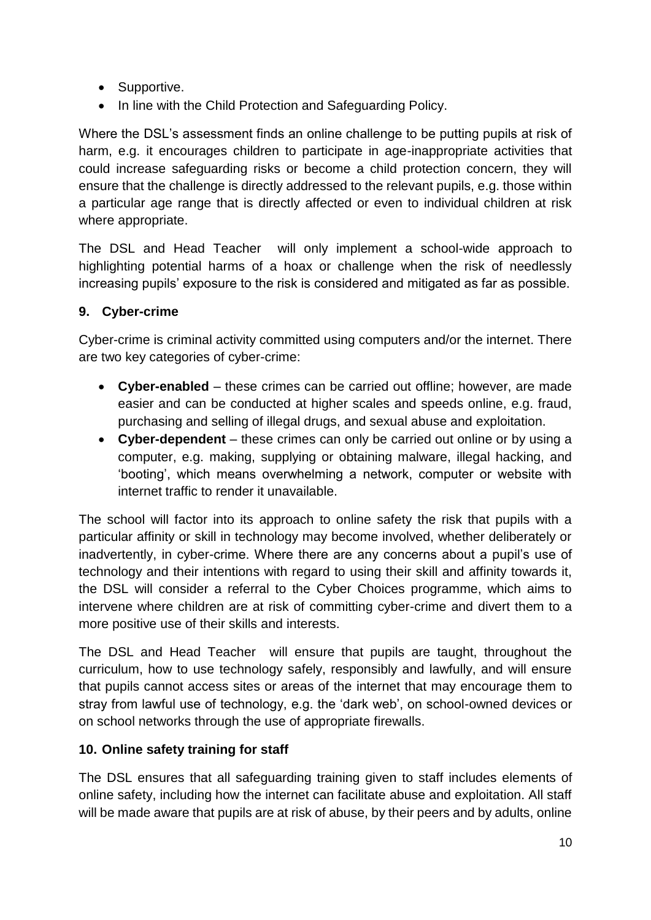- Supportive.
- In line with the Child Protection and Safeguarding Policy.

Where the DSL's assessment finds an online challenge to be putting pupils at risk of harm, e.g. it encourages children to participate in age-inappropriate activities that could increase safeguarding risks or become a child protection concern, they will ensure that the challenge is directly addressed to the relevant pupils, e.g. those within a particular age range that is directly affected or even to individual children at risk where appropriate.

The DSL and Head Teacher will only implement a school-wide approach to highlighting potential harms of a hoax or challenge when the risk of needlessly increasing pupils' exposure to the risk is considered and mitigated as far as possible.

## 9. Cyber-crime

Cyber-crime is criminal activity committed using computers and/or the internet. There are two key categories of cyber-crime:

- **Cyber-enabled** – these crimes can be carried out offline; however, are made easier and can be conducted at higher scales and speeds online, e.g. fraud, purchasing and selling of illegal drugs, and sexual abuse and exploitation.
- **Cyber-dependent** – these crimes can only be carried out online or by using a computer, e.g. making, supplying or obtaining malware, illegal hacking, and 'booting', which means overwhelming a network, computer or website with internet traffic to render it unavailable.

The school will factor into its approach to online safety the risk that pupils with a particular affinity or skill in technology may become involved, whether deliberately or inadvertently, in cyber-crime. Where there are any concerns about a pupil's use of technology and their intentions with regard to using their skill and affinity towards it, the DSL will consider a referral to the Cyber Choices programme, which aims to intervene where children are at risk of committing cyber-crime and divert them to a more positive use of their skills and interests.

The DSL and Head Teacher will ensure that pupils are taught, throughout the curriculum, how to use technology safely, responsibly and lawfully, and will ensure that pupils cannot access sites or areas of the internet that may encourage them to stray from lawful use of technology, e.g. the 'dark web', on school-owned devices or on school networks through the use of appropriate firewalls.

## 10. Online safety training for staff

The DSL ensures that all safeguarding training given to staff includes elements of online safety, including how the internet can facilitate abuse and exploitation. All staff will be made aware that pupils are at risk of abuse, by their peers and by adults, online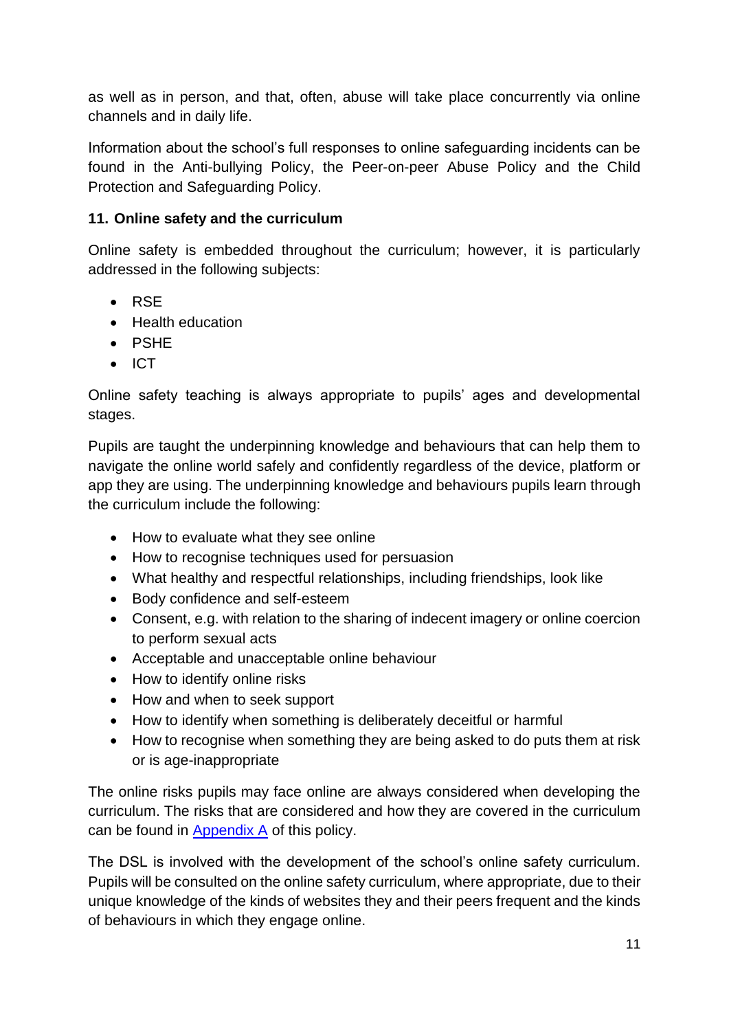as well as in person, and that, often, abuse will take place concurrently via online channels and in daily life.

Information about the school's full responses to online safeguarding incidents can be found in the Anti-bullying Policy, the Peer-on-peer Abuse Policy and the Child Protection and Safeguarding Policy.

## 11. Online safety and the curriculum

Online safety is embedded throughout the curriculum; however, it is particularly addressed in the following subjects:

- RSE
- Health education
- PSHE
- ICT

Online safety teaching is always appropriate to pupils' ages and developmental stages.

Pupils are taught the underpinning knowledge and behaviours that can help them to navigate the online world safely and confidently regardless of the device, platform or app they are using. The underpinning knowledge and behaviours pupils learn through the curriculum include the following:

- How to evaluate what they see online
- How to recognise techniques used for persuasion
- What healthy and respectful relationships, including friendships, look like
- Body confidence and self-esteem
- Consent, e.g. with relation to the sharing of indecent imagery or online coercion to perform sexual acts
- Acceptable and unacceptable online behaviour
- How to identify online risks
- How and when to seek support
- How to identify when something is deliberately deceitful or harmful
- How to recognise when something they are being asked to do puts them at risk or is age-inappropriate

The online risks pupils may face online are always considered when developing the curriculum. The risks that are considered and how they are covered in the curriculum can be found in Appendix A of this policy.

The DSL is involved with the development of the school's online safety curriculum. Pupils will be consulted on the online safety curriculum, where appropriate, due to their unique knowledge of the kinds of websites they and their peers frequent and the kinds of behaviours in which they engage online.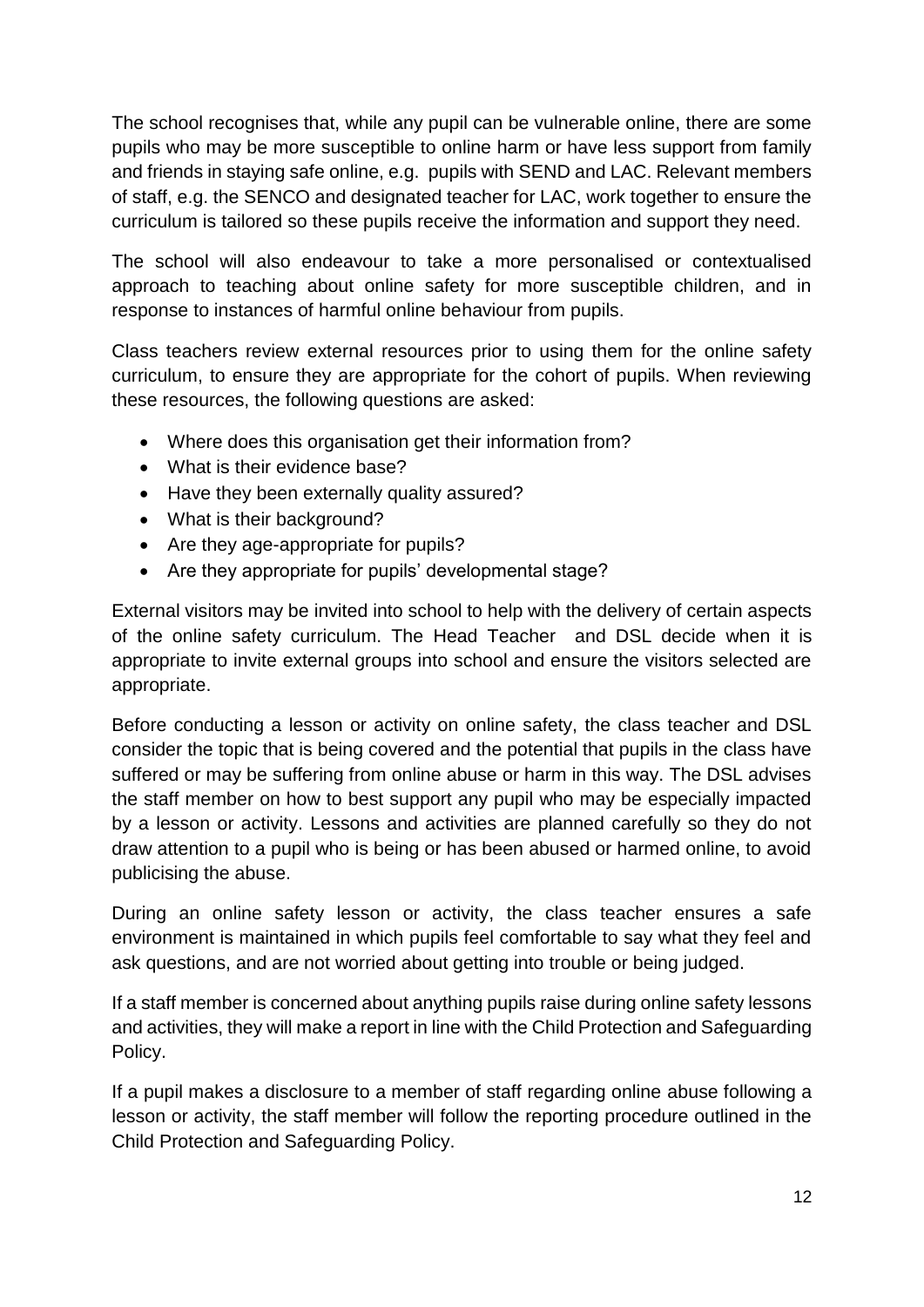The school recognises that, while any pupil can be vulnerable online, there are some pupils who may be more susceptible to online harm or have less support from family and friends in staying safe online, e.g. pupils with SEND and LAC. Relevant members of staff, e.g. the SENCO and designated teacher for LAC, work together to ensure the curriculum is tailored so these pupils receive the information and support they need.

The school will also endeavour to take a more personalised or contextualised approach to teaching about online safety for more susceptible children, and in response to instances of harmful online behaviour from pupils.

Class teachers review external resources prior to using them for the online safety curriculum, to ensure they are appropriate for the cohort of pupils. When reviewing these resources, the following questions are asked:

- Where does this organisation get their information from?
- What is their evidence base?
- Have they been externally quality assured?
- What is their background?
- Are they age-appropriate for pupils?
- Are they appropriate for pupils' developmental stage?

External visitors may be invited into school to help with the delivery of certain aspects of the online safety curriculum. The Head Teacher and DSL decide when it is appropriate to invite external groups into school and ensure the visitors selected are appropriate.

Before conducting a lesson or activity on online safety, the class teacher and DSL consider the topic that is being covered and the potential that pupils in the class have suffered or may be suffering from online abuse or harm in this way. The DSL advises the staff member on how to best support any pupil who may be especially impacted by a lesson or activity. Lessons and activities are planned carefully so they do not draw attention to a pupil who is being or has been abused or harmed online, to avoid publicising the abuse.

During an online safety lesson or activity, the class teacher ensures a safe environment is maintained in which pupils feel comfortable to say what they feel and ask questions, and are not worried about getting into trouble or being judged.

If a staff member is concerned about anything pupils raise during online safety lessons and activities, they will make a report in line with the Child Protection and Safeguarding Policy.

If a pupil makes a disclosure to a member of staff regarding online abuse following a lesson or activity, the staff member will follow the reporting procedure outlined in the Child Protection and Safeguarding Policy.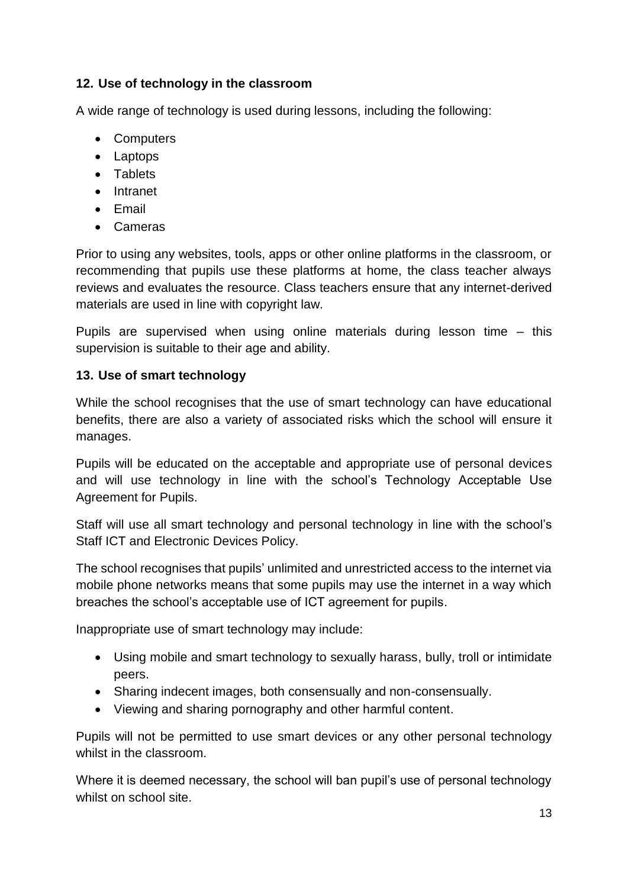## 12. Use of technology in the classroom

A wide range of technology is used during lessons, including the following:

- Computers
- Laptops
- Tablets
- Intranet
- Email
- Cameras

Prior to using any websites, tools, apps or other online platforms in the classroom, or recommending that pupils use these platforms at home, the class teacher always reviews and evaluates the resource. Class teachers ensure that any internet-derived materials are used in line with copyright law.

Pupils are supervised when using online materials during lesson time – this supervision is suitable to their age and ability.

## 13. Use of smart technology

While the school recognises that the use of smart technology can have educational benefits, there are also a variety of associated risks which the school will ensure it manages.

Pupils will be educated on the acceptable and appropriate use of personal devices and will use technology in line with the school's Technology Acceptable Use Agreement for Pupils.

Staff will use all smart technology and personal technology in line with the school's Staff ICT and Electronic Devices Policy.

The school recognises that pupils' unlimited and unrestricted access to the internet via mobile phone networks means that some pupils may use the internet in a way which breaches the school's acceptable use of ICT agreement for pupils.

Inappropriate use of smart technology may include:

- Using mobile and smart technology to sexually harass, bully, troll or intimidate peers.
- Sharing indecent images, both consensually and non-consensually.
- Viewing and sharing pornography and other harmful content.

Pupils will not be permitted to use smart devices or any other personal technology whilst in the classroom.

Where it is deemed necessary, the school will ban pupil's use of personal technology whilst on school site.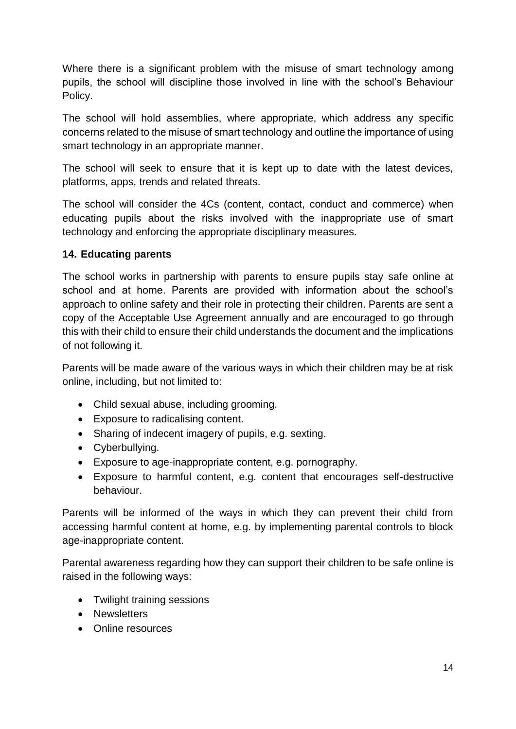Where there is a significant problem with the misuse of smart technology among pupils, the school will discipline those involved in line with the school's Behaviour Policy.

The school will hold assemblies, where appropriate, which address any specific concerns related to the misuse of smart technology and outline the importance of using smart technology in an appropriate manner.

The school will seek to ensure that it is kept up to date with the latest devices, platforms, apps, trends and related threats.

The school will consider the 4Cs (content, contact, conduct and commerce) when educating pupils about the risks involved with the inappropriate use of smart technology and enforcing the appropriate disciplinary measures.

### 14. Educating parents

The school works in partnership with parents to ensure pupils stay safe online at school and at home. Parents are provided with information about the school's approach to online safety and their role in protecting their children. Parents are sent a copy of the Acceptable Use Agreement annually and are encouraged to go through this with their child to ensure their child understands the document and the implications of not following it.

Parents will be made aware of the various ways in which their children may be at risk online, including, but not limited to:

- Child sexual abuse, including grooming.
- Exposure to radicalising content.
- Sharing of indecent imagery of pupils, e.g. sexting.
- Cyberbullying.
- Exposure to age-inappropriate content, e.g. pornography.
- Exposure to harmful content, e.g. content that encourages self-destructive behaviour.

Parents will be informed of the ways in which they can prevent their child from accessing harmful content at home, e.g. by implementing parental controls to block age-inappropriate content.

Parental awareness regarding how they can support their children to be safe online is raised in the following ways:

- Twilight training sessions
- Newsletters
- Online resources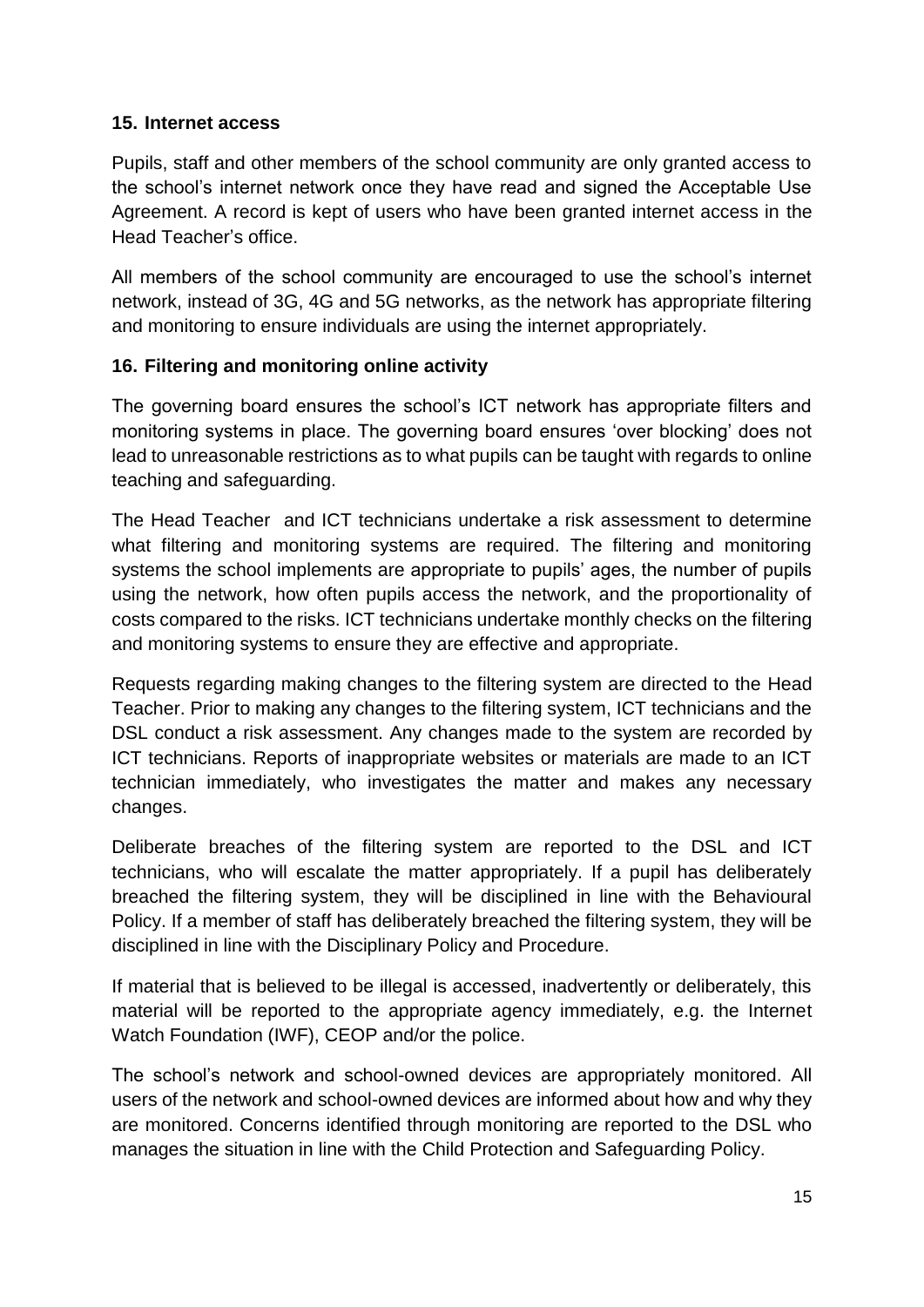## 15. Internet access

Pupils, staff and other members of the school community are only granted access to the school's internet network once they have read and signed the Acceptable Use Agreement. A record is kept of users who have been granted internet access in the Head Teacher's office.

All members of the school community are encouraged to use the school's internet network, instead of 3G, 4G and 5G networks, as the network has appropriate filtering and monitoring to ensure individuals are using the internet appropriately.

## 16. Filtering and monitoring online activity

The governing board ensures the school's ICT network has appropriate filters and monitoring systems in place. The governing board ensures 'over blocking' does not lead to unreasonable restrictions as to what pupils can be taught with regards to online teaching and safeguarding.

The Head Teacher and ICT technicians undertake a risk assessment to determine what filtering and monitoring systems are required. The filtering and monitoring systems the school implements are appropriate to pupils' ages, the number of pupils using the network, how often pupils access the network, and the proportionality of costs compared to the risks. ICT technicians undertake monthly checks on the filtering and monitoring systems to ensure they are effective and appropriate.

Requests regarding making changes to the filtering system are directed to the Head Teacher. Prior to making any changes to the filtering system, ICT technicians and the DSL conduct a risk assessment. Any changes made to the system are recorded by ICT technicians. Reports of inappropriate websites or materials are made to an ICT technician immediately, who investigates the matter and makes any necessary changes.

Deliberate breaches of the filtering system are reported to the DSL and ICT technicians, who will escalate the matter appropriately. If a pupil has deliberately breached the filtering system, they will be disciplined in line with the Behavioural Policy. If a member of staff has deliberately breached the filtering system, they will be disciplined in line with the Disciplinary Policy and Procedure.

If material that is believed to be illegal is accessed, inadvertently or deliberately, this material will be reported to the appropriate agency immediately, e.g. the Internet Watch Foundation (IWF), CEOP and/or the police.

The school's network and school-owned devices are appropriately monitored. All users of the network and school-owned devices are informed about how and why they are monitored. Concerns identified through monitoring are reported to the DSL who manages the situation in line with the Child Protection and Safeguarding Policy.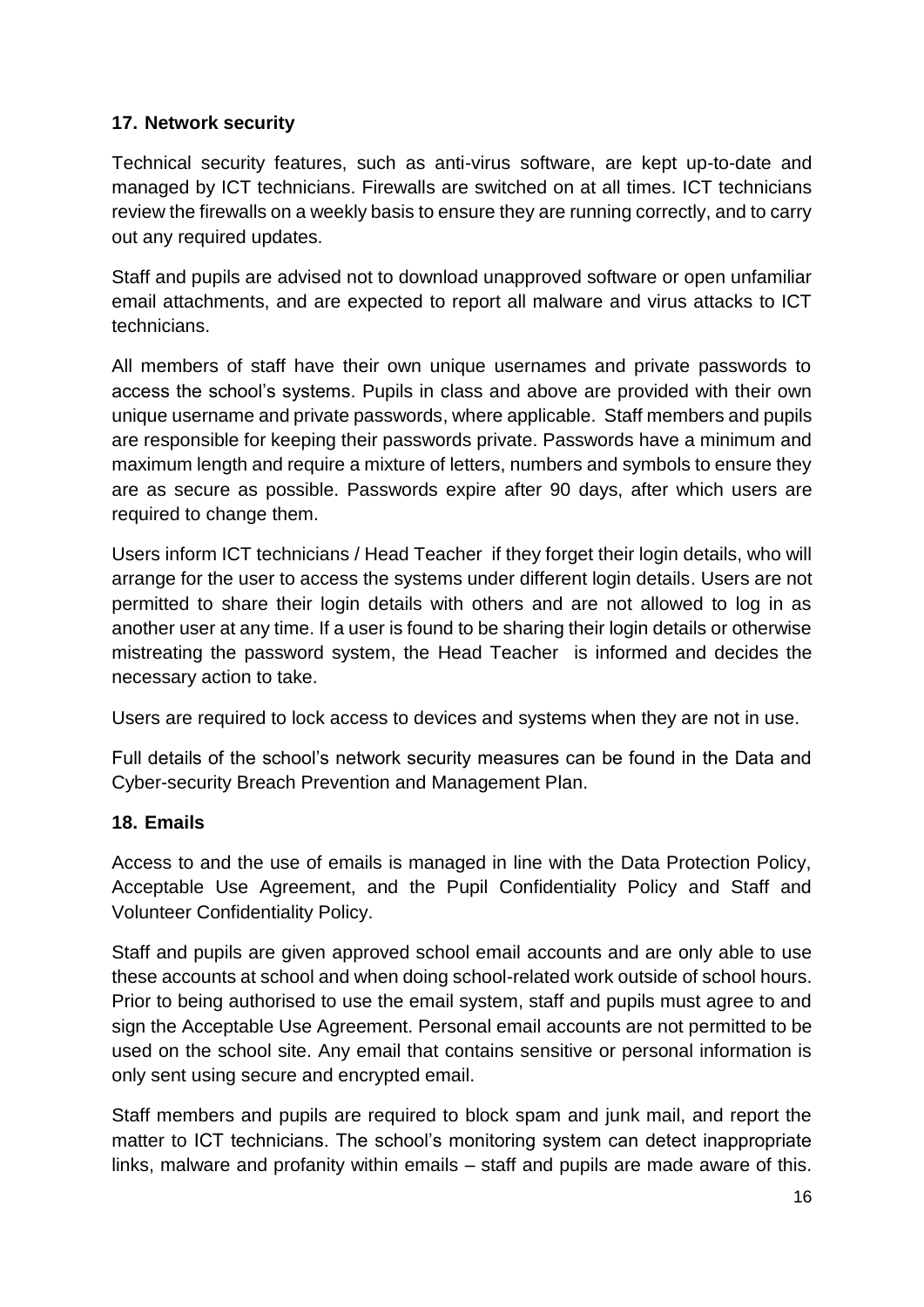## 17. Network security

Technical security features, such as anti-virus software, are kept up-to-date and managed by ICT technicians. Firewalls are switched on at all times. ICT technicians review the firewalls on a weekly basis to ensure they are running correctly, and to carry out any required updates.

Staff and pupils are advised not to download unapproved software or open unfamiliar email attachments, and are expected to report all malware and virus attacks to ICT technicians.

All members of staff have their own unique usernames and private passwords to access the school's systems. Pupils in class and above are provided with their own unique username and private passwords, where applicable. Staff members and pupils are responsible for keeping their passwords private. Passwords have a minimum and maximum length and require a mixture of letters, numbers and symbols to ensure they are as secure as possible. Passwords expire after 90 days, after which users are required to change them.

Users inform ICT technicians / Head Teacher if they forget their login details, who will arrange for the user to access the systems under different login details. Users are not permitted to share their login details with others and are not allowed to log in as another user at any time. If a user is found to be sharing their login details or otherwise mistreating the password system, the Head Teacher is informed and decides the necessary action to take.

Users are required to lock access to devices and systems when they are not in use.

Full details of the school's network security measures can be found in the Data and Cyber-security Breach Prevention and Management Plan.

## 18. Emails

Access to and the use of emails is managed in line with the Data Protection Policy, Acceptable Use Agreement, and the Pupil Confidentiality Policy and Staff and Volunteer Confidentiality Policy.

Staff and pupils are given approved school email accounts and are only able to use these accounts at school and when doing school-related work outside of school hours. Prior to being authorised to use the email system, staff and pupils must agree to and sign the Acceptable Use Agreement. Personal email accounts are not permitted to be used on the school site. Any email that contains sensitive or personal information is only sent using secure and encrypted email.

Staff members and pupils are required to block spam and junk mail, and report the matter to ICT technicians. The school's monitoring system can detect inappropriate links, malware and profanity within emails – staff and pupils are made aware of this.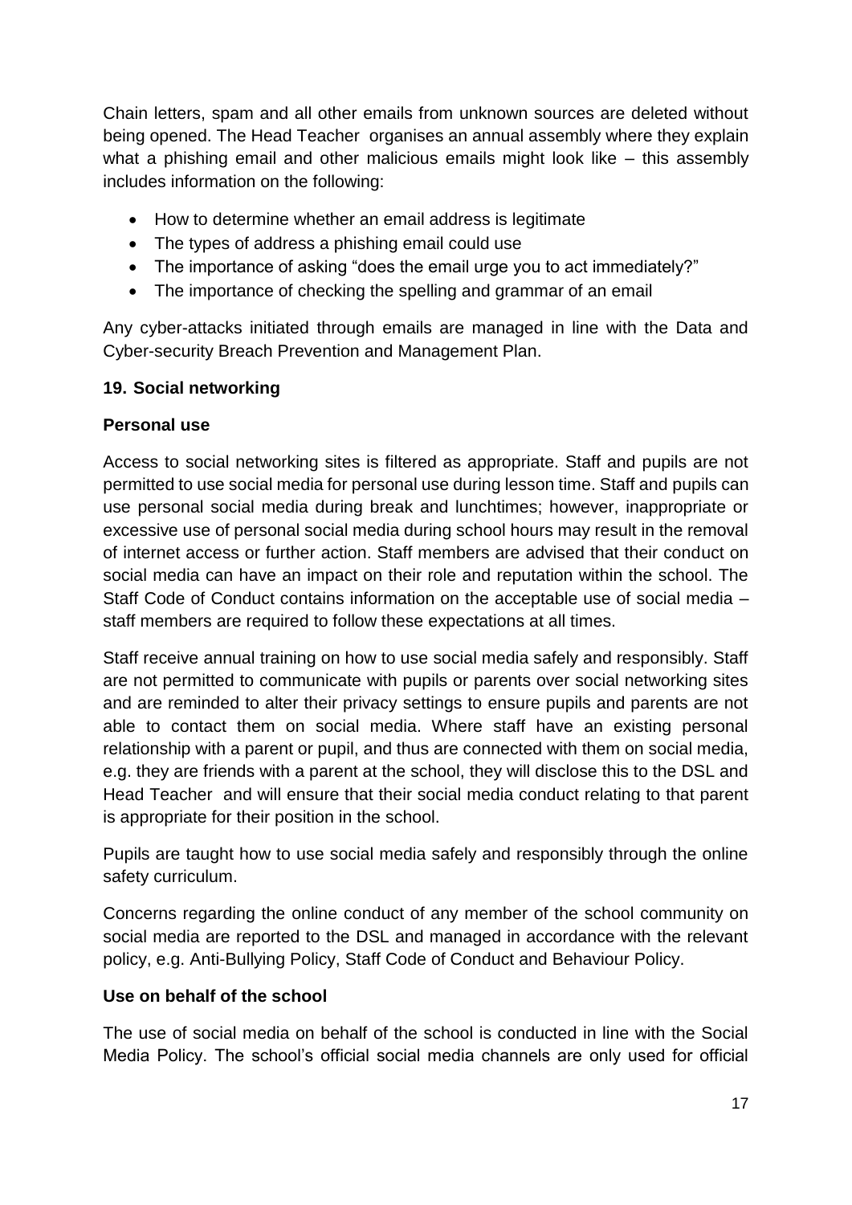Chain letters, spam and all other emails from unknown sources are deleted without being opened. The Head Teacher organises an annual assembly where they explain what a phishing email and other malicious emails might look like – this assembly includes information on the following:

- How to determine whether an email address is legitimate
- The types of address a phishing email could use
- The importance of asking "does the email urge you to act immediately?"
- The importance of checking the spelling and grammar of an email

Any cyber-attacks initiated through emails are managed in line with the Data and Cyber-security Breach Prevention and Management Plan.

## 19. Social networking

### Personal use

Access to social networking sites is filtered as appropriate. Staff and pupils are not permitted to use social media for personal use during lesson time. Staff and pupils can use personal social media during break and lunchtimes; however, inappropriate or excessive use of personal social media during school hours may result in the removal of internet access or further action. Staff members are advised that their conduct on social media can have an impact on their role and reputation within the school. The Staff Code of Conduct contains information on the acceptable use of social media – staff members are required to follow these expectations at all times.

Staff receive annual training on how to use social media safely and responsibly. Staff are not permitted to communicate with pupils or parents over social networking sites and are reminded to alter their privacy settings to ensure pupils and parents are not able to contact them on social media. Where staff have an existing personal relationship with a parent or pupil, and thus are connected with them on social media, e.g. they are friends with a parent at the school, they will disclose this to the DSL and Head Teacher and will ensure that their social media conduct relating to that parent is appropriate for their position in the school.

Pupils are taught how to use social media safely and responsibly through the online safety curriculum.

Concerns regarding the online conduct of any member of the school community on social media are reported to the DSL and managed in accordance with the relevant policy, e.g. Anti-Bullying Policy, Staff Code of Conduct and Behaviour Policy.

### Use on behalf of the school

The use of social media on behalf of the school is conducted in line with the Social Media Policy. The school's official social media channels are only used for official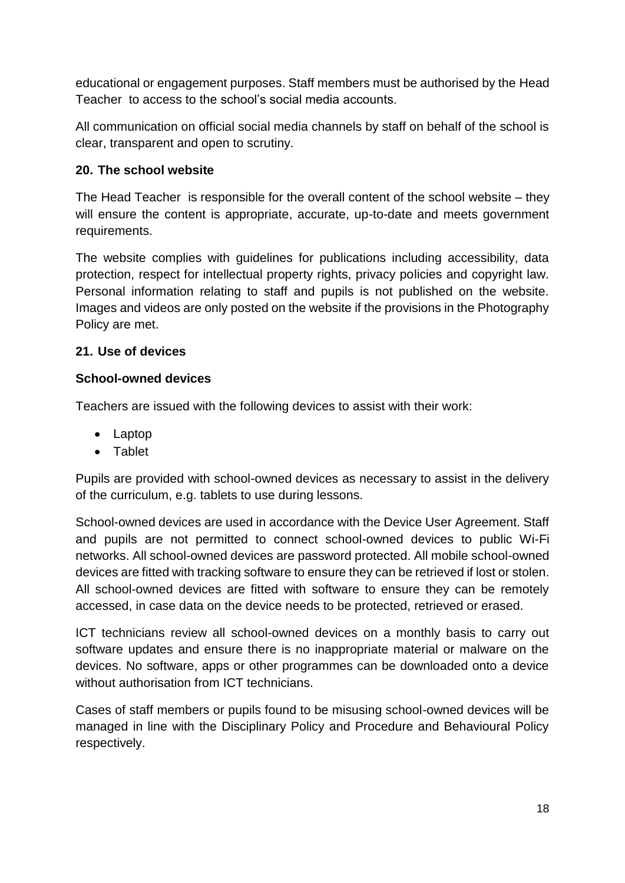educational or engagement purposes. Staff members must be authorised by the Head Teacher to access to the school's social media accounts.

All communication on official social media channels by staff on behalf of the school is clear, transparent and open to scrutiny.

## 20. The school website

The Head Teacher is responsible for the overall content of the school website – they will ensure the content is appropriate, accurate, up-to-date and meets government requirements.

The website complies with guidelines for publications including accessibility, data protection, respect for intellectual property rights, privacy policies and copyright law. Personal information relating to staff and pupils is not published on the website. Images and videos are only posted on the website if the provisions in the Photography Policy are met.

## 21. Use of devices

### School-owned devices

Teachers are issued with the following devices to assist with their work:

- Laptop
- Tablet

Pupils are provided with school-owned devices as necessary to assist in the delivery of the curriculum, e.g. tablets to use during lessons.

School-owned devices are used in accordance with the Device User Agreement. Staff and pupils are not permitted to connect school-owned devices to public Wi-Fi networks. All school-owned devices are password protected. All mobile school-owned devices are fitted with tracking software to ensure they can be retrieved if lost or stolen. All school-owned devices are fitted with software to ensure they can be remotely accessed, in case data on the device needs to be protected, retrieved or erased.

ICT technicians review all school-owned devices on a monthly basis to carry out software updates and ensure there is no inappropriate material or malware on the devices. No software, apps or other programmes can be downloaded onto a device without authorisation from ICT technicians.

Cases of staff members or pupils found to be misusing school-owned devices will be managed in line with the Disciplinary Policy and Procedure and Behavioural Policy respectively.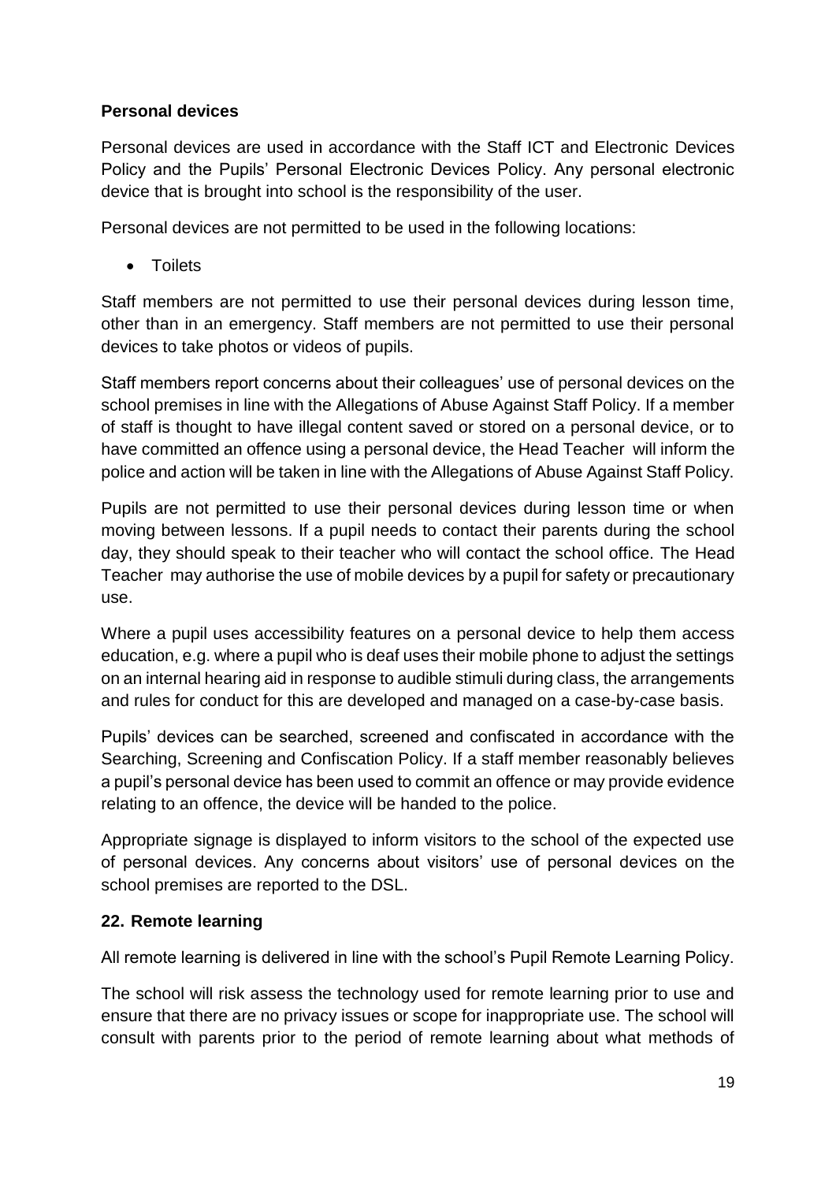**Personal devices**

Personal devices are used in accordance with the Staff ICT and Electronic Devices Policy and the Pupils' Personal Electronic Devices Policy. Any personal electronic device that is brought into school is the responsibility of the user.

Personal devices are not permitted to be used in the following locations:

- Toilets

Staff members are not permitted to use their personal devices during lesson time, other than in an emergency. Staff members are not permitted to use their personal devices to take photos or videos of pupils.

Staff members report concerns about their colleagues' use of personal devices on the school premises in line with the Allegations of Abuse Against Staff Policy. If a member of staff is thought to have illegal content saved or stored on a personal device, or to have committed an offence using a personal device, the Head Teacher will inform the police and action will be taken in line with the Allegations of Abuse Against Staff Policy.

Pupils are not permitted to use their personal devices during lesson time or when moving between lessons. If a pupil needs to contact their parents during the school day, they should speak to their teacher who will contact the school office. The Head Teacher may authorise the use of mobile devices by a pupil for safety or precautionary use.

Where a pupil uses accessibility features on a personal device to help them access education, e.g. where a pupil who is deaf uses their mobile phone to adjust the settings on an internal hearing aid in response to audible stimuli during class, the arrangements and rules for conduct for this are developed and managed on a case-by-case basis.

Pupils' devices can be searched, screened and confiscated in accordance with the Searching, Screening and Confiscation Policy. If a staff member reasonably believes a pupil's personal device has been used to commit an offence or may provide evidence relating to an offence, the device will be handed to the police.

Appropriate signage is displayed to inform visitors to the school of the expected use of personal devices. Any concerns about visitors' use of personal devices on the school premises are reported to the DSL.

## 22. Remote learning

All remote learning is delivered in line with the school's Pupil Remote Learning Policy.

The school will risk assess the technology used for remote learning prior to use and ensure that there are no privacy issues or scope for inappropriate use. The school will consult with parents prior to the period of remote learning about what methods of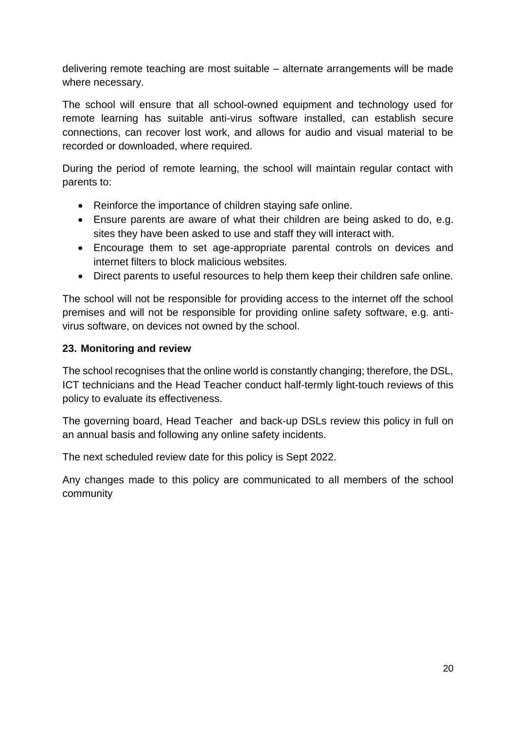delivering remote teaching are most suitable – alternate arrangements will be made where necessary.

The school will ensure that all school-owned equipment and technology used for remote learning has suitable anti-virus software installed, can establish secure connections, can recover lost work, and allows for audio and visual material to be recorded or downloaded, where required.

During the period of remote learning, the school will maintain regular contact with parents to:

- Reinforce the importance of children staying safe online.
- Ensure parents are aware of what their children are being asked to do, e.g. sites they have been asked to use and staff they will interact with.
- Encourage them to set age-appropriate parental controls on devices and internet filters to block malicious websites.
- Direct parents to useful resources to help them keep their children safe online.

The school will not be responsible for providing access to the internet off the school premises and will not be responsible for providing online safety software, e.g. anti-virus software, on devices not owned by the school.

### 23. Monitoring and review

The school recognises that the online world is constantly changing; therefore, the DSL, ICT technicians and the Head Teacher conduct half-termly light-touch reviews of this policy to evaluate its effectiveness.

The governing board, Head Teacher and back-up DSLs review this policy in full on an annual basis and following any online safety incidents.

The next scheduled review date for this policy is Sept 2022.

Any changes made to this policy are communicated to all members of the school community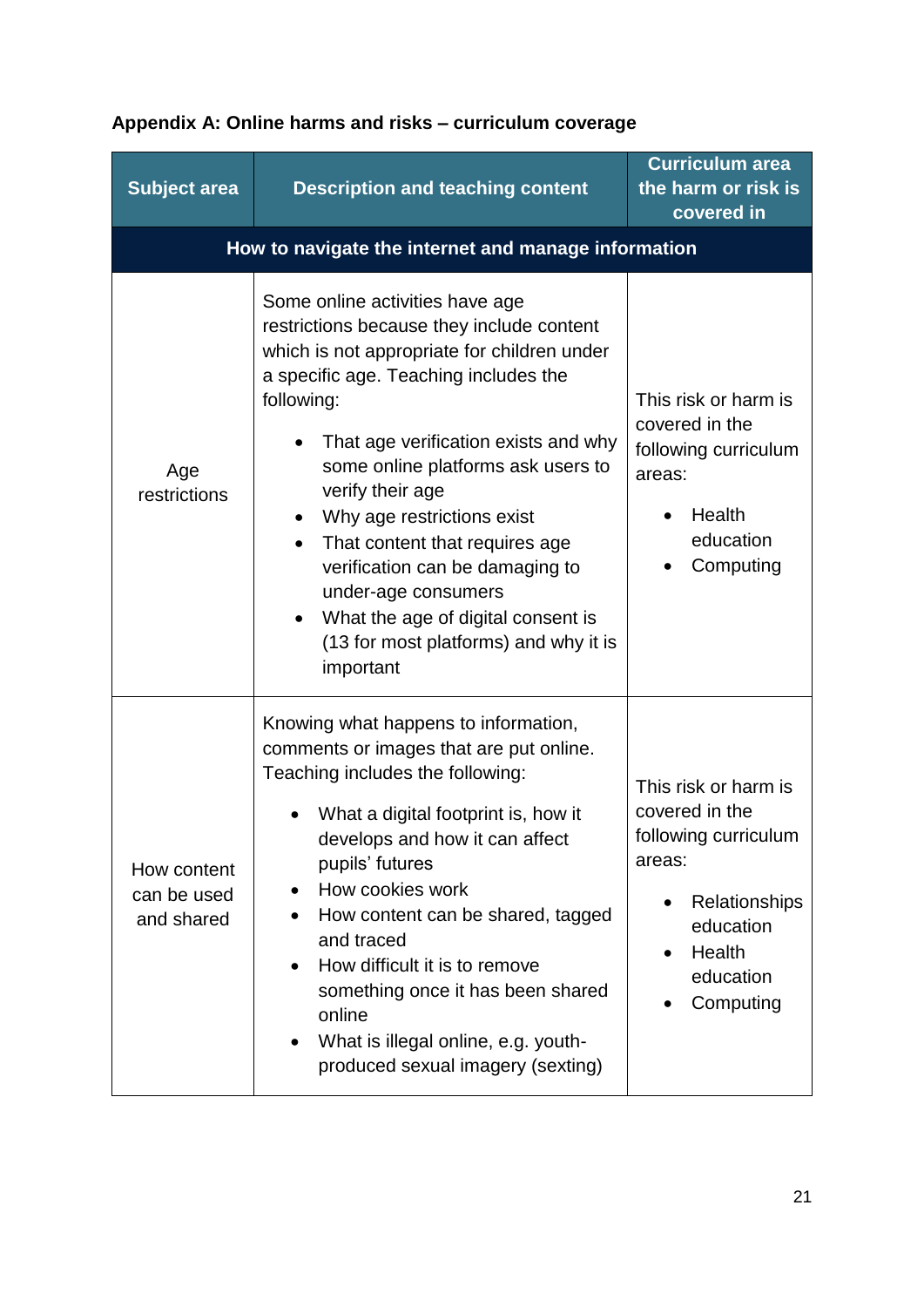**Appendix A: Online harms and risks – curriculum coverage**

| Subject area | Description and teaching content | Curriculum area the harm or risk is covered in |
|---|---|---|
| **How to navigate the internet and manage information** | | |
| Age restrictions | Some online activities have age restrictions because they include content which is not appropriate for children under a specific age. Teaching includes the following:<br>• That age verification exists and why some online platforms ask users to verify their age<br>• Why age restrictions exist<br>• That content that requires age verification can be damaging to under-age consumers<br>• What the age of digital consent is (13 for most platforms) and why it is important | This risk or harm is covered in the following curriculum areas:<br>• Health education<br>• Computing |
| How content can be used and shared | Knowing what happens to information, comments or images that are put online. Teaching includes the following:<br>• What a digital footprint is, how it develops and how it can affect pupils' futures<br>• How cookies work<br>• How content can be shared, tagged and traced<br>• How difficult it is to remove something once it has been shared online<br>• What is illegal online, e.g. youth-produced sexual imagery (sexting) | This risk or harm is covered in the following curriculum areas:<br>• Relationships education<br>• Health education<br>• Computing |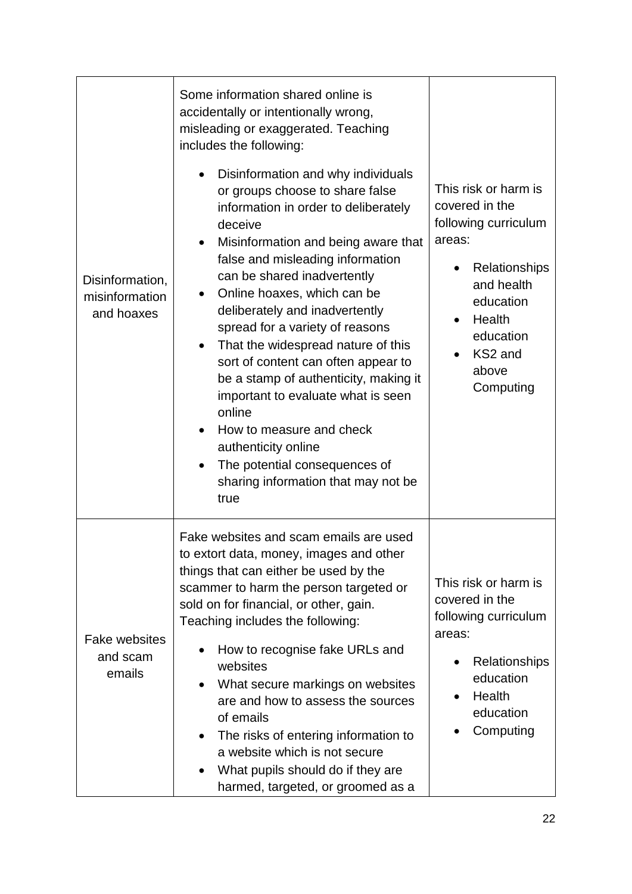| | | |
|---|---|---|
| Disinformation, misinformation and hoaxes | Some information shared online is accidentally or intentionally wrong, misleading or exaggerated. Teaching includes the following:<br>• Disinformation and why individuals or groups choose to share false information in order to deliberately deceive<br>• Misinformation and being aware that false and misleading information can be shared inadvertently<br>• Online hoaxes, which can be deliberately and inadvertently spread for a variety of reasons<br>• That the widespread nature of this sort of content can often appear to be a stamp of authenticity, making it important to evaluate what is seen online<br>• How to measure and check authenticity online<br>• The potential consequences of sharing information that may not be true | This risk or harm is covered in the following curriculum areas:<br>• Relationships and health education<br>• Health education<br>• KS2 and above Computing |
| Fake websites and scam emails | Fake websites and scam emails are used to extort data, money, images and other things that can either be used by the scammer to harm the person targeted or sold on for financial, or other, gain. Teaching includes the following:<br>• How to recognise fake URLs and websites<br>• What secure markings on websites are and how to assess the sources of emails<br>• The risks of entering information to a website which is not secure<br>• What pupils should do if they are harmed, targeted, or groomed as a | This risk or harm is covered in the following curriculum areas:<br>• Relationships education<br>• Health education<br>• Computing |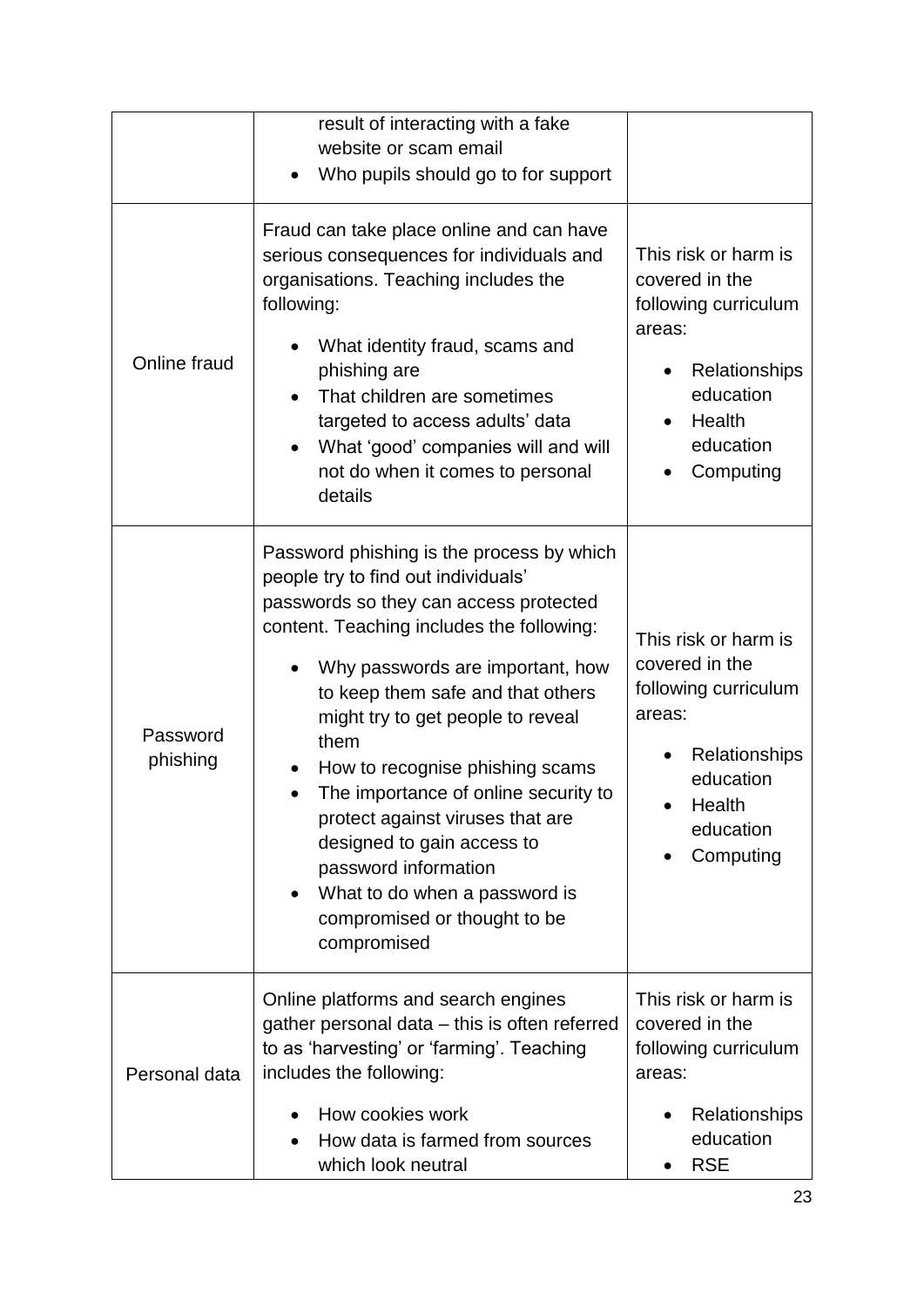| | | |
|---|---|---|
| | result of interacting with a fake website or scam email<br>• Who pupils should go to for support | |
| Online fraud | Fraud can take place online and can have serious consequences for individuals and organisations. Teaching includes the following:<br>• What identity fraud, scams and phishing are<br>• That children are sometimes targeted to access adults' data<br>• What 'good' companies will and will not do when it comes to personal details | This risk or harm is covered in the following curriculum areas:<br>• Relationships education<br>• Health education<br>• Computing |
| Password phishing | Password phishing is the process by which people try to find out individuals' passwords so they can access protected content. Teaching includes the following:<br>• Why passwords are important, how to keep them safe and that others might try to get people to reveal them<br>• How to recognise phishing scams<br>• The importance of online security to protect against viruses that are designed to gain access to password information<br>• What to do when a password is compromised or thought to be compromised | This risk or harm is covered in the following curriculum areas:<br>• Relationships education<br>• Health education<br>• Computing |
| Personal data | Online platforms and search engines gather personal data – this is often referred to as 'harvesting' or 'farming'. Teaching includes the following:<br>• How cookies work<br>• How data is farmed from sources which look neutral | This risk or harm is covered in the following curriculum areas:<br>• Relationships education<br>• RSE |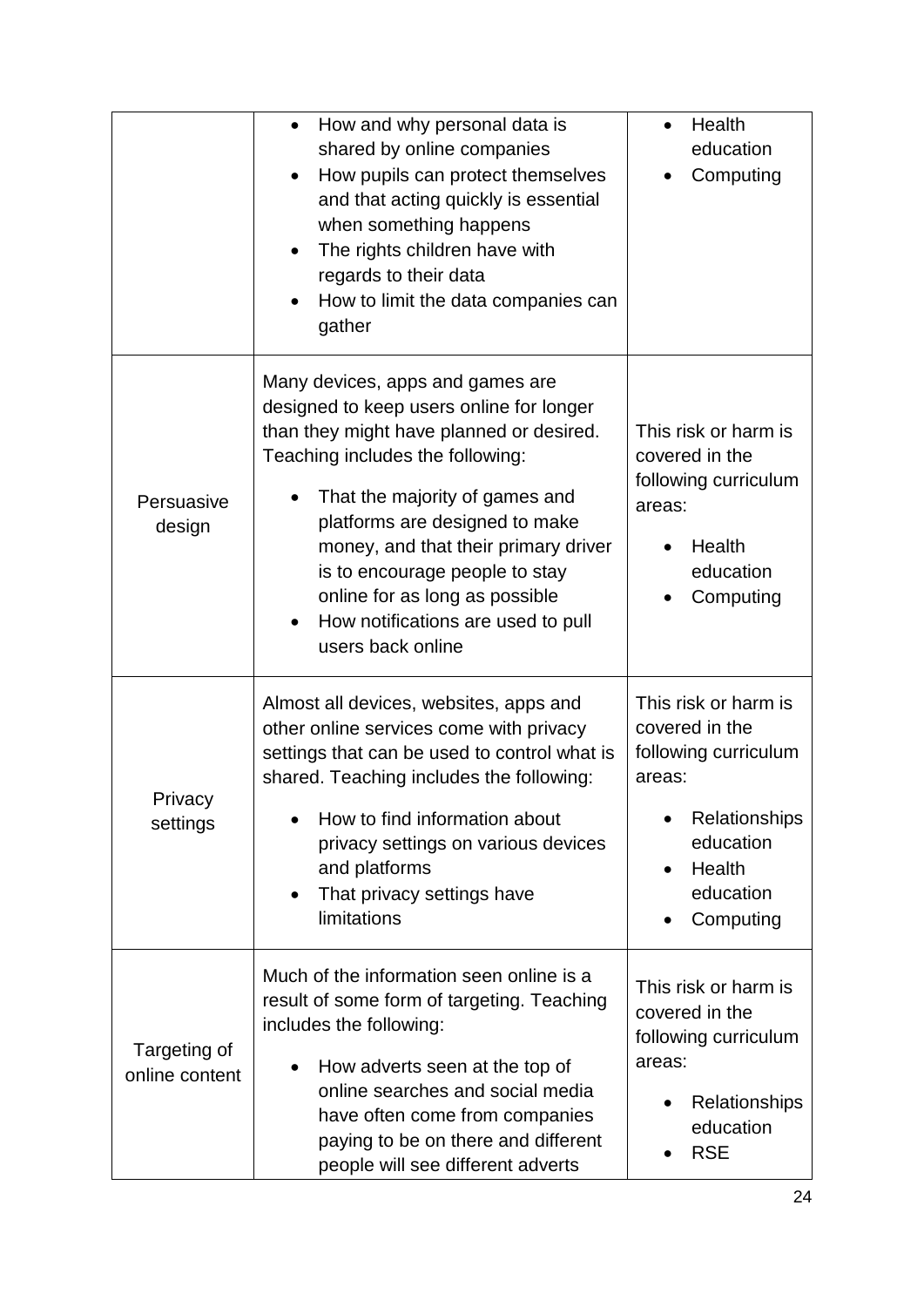| | | |
|---|---|---|
| | • How and why personal data is shared by online companies<br>• How pupils can protect themselves and that acting quickly is essential when something happens<br>• The rights children have with regards to their data<br>• How to limit the data companies can gather | • Health education<br>• Computing |
| Persuasive design | Many devices, apps and games are designed to keep users online for longer than they might have planned or desired. Teaching includes the following:<br>• That the majority of games and platforms are designed to make money, and that their primary driver is to encourage people to stay online for as long as possible<br>• How notifications are used to pull users back online | This risk or harm is covered in the following curriculum areas:<br>• Health education<br>• Computing |
| Privacy settings | Almost all devices, websites, apps and other online services come with privacy settings that can be used to control what is shared. Teaching includes the following:<br>• How to find information about privacy settings on various devices and platforms<br>• That privacy settings have limitations | This risk or harm is covered in the following curriculum areas:<br>• Relationships education<br>• Health education<br>• Computing |
| Targeting of online content | Much of the information seen online is a result of some form of targeting. Teaching includes the following:<br>• How adverts seen at the top of online searches and social media have often come from companies paying to be on there and different people will see different adverts | This risk or harm is covered in the following curriculum areas:<br>• Relationships education<br>• RSE |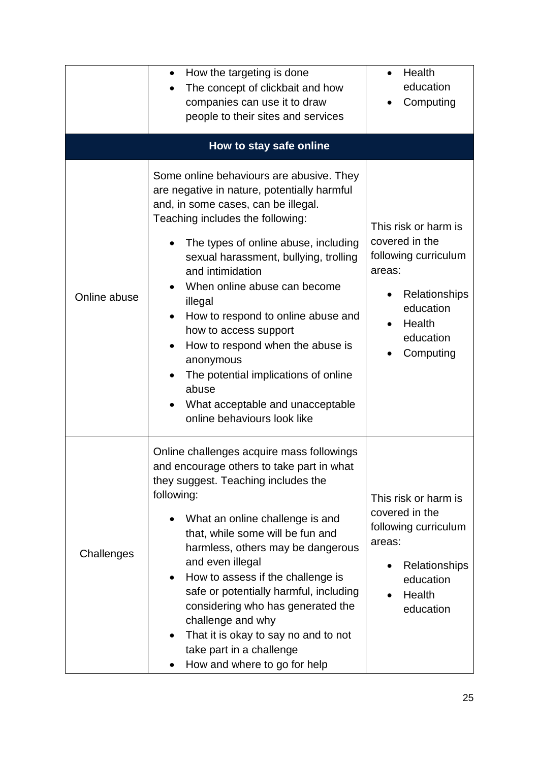|  |  |  |
|---|---|---|
|  | • How the targeting is done<br>• The concept of clickbait and how companies can use it to draw people to their sites and services | • Health education<br>• Computing |
| **How to stay safe online** | | |
| Online abuse | Some online behaviours are abusive. They are negative in nature, potentially harmful and, in some cases, can be illegal. Teaching includes the following:<br>• The types of online abuse, including sexual harassment, bullying, trolling and intimidation<br>• When online abuse can become illegal<br>• How to respond to online abuse and how to access support<br>• How to respond when the abuse is anonymous<br>• The potential implications of online abuse<br>• What acceptable and unacceptable online behaviours look like | This risk or harm is covered in the following curriculum areas:<br>• Relationships education<br>• Health education<br>• Computing |
| Challenges | Online challenges acquire mass followings and encourage others to take part in what they suggest. Teaching includes the following:<br>• What an online challenge is and that, while some will be fun and harmless, others may be dangerous and even illegal<br>• How to assess if the challenge is safe or potentially harmful, including considering who has generated the challenge and why<br>• That it is okay to say no and to not take part in a challenge<br>• How and where to go for help | This risk or harm is covered in the following curriculum areas:<br>• Relationships education<br>• Health education |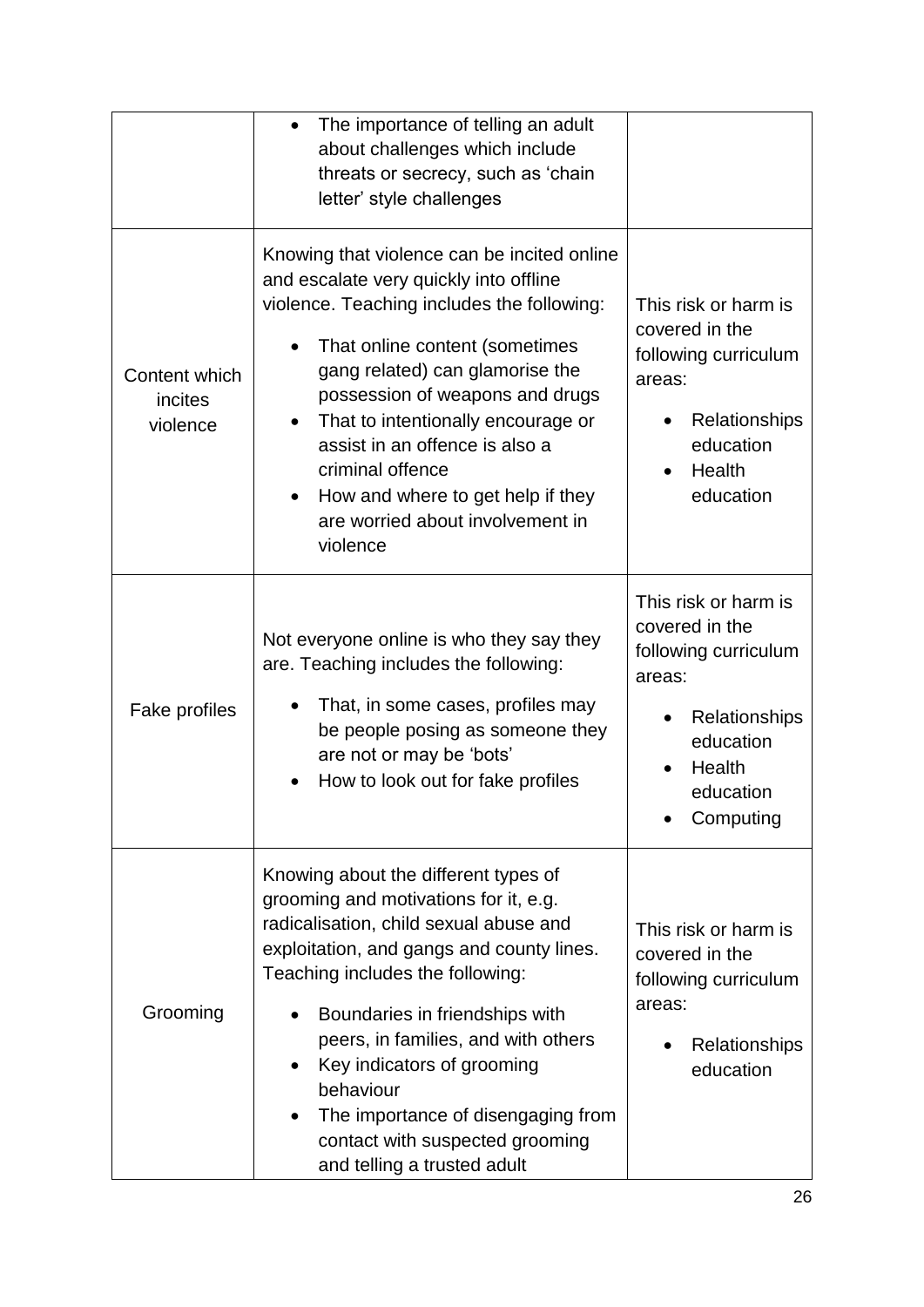| | | |
|---|---|---|
| | • The importance of telling an adult about challenges which include threats or secrecy, such as 'chain letter' style challenges | |
| Content which incites violence | Knowing that violence can be incited online and escalate very quickly into offline violence. Teaching includes the following:<br>• That online content (sometimes gang related) can glamorise the possession of weapons and drugs<br>• That to intentionally encourage or assist in an offence is also a criminal offence<br>• How and where to get help if they are worried about involvement in violence | This risk or harm is covered in the following curriculum areas:<br>• Relationships education<br>• Health education |
| Fake profiles | Not everyone online is who they say they are. Teaching includes the following:<br>• That, in some cases, profiles may be people posing as someone they are not or may be 'bots'<br>• How to look out for fake profiles | This risk or harm is covered in the following curriculum areas:<br>• Relationships education<br>• Health education<br>• Computing |
| Grooming | Knowing about the different types of grooming and motivations for it, e.g. radicalisation, child sexual abuse and exploitation, and gangs and county lines. Teaching includes the following:<br>• Boundaries in friendships with peers, in families, and with others<br>• Key indicators of grooming behaviour<br>• The importance of disengaging from contact with suspected grooming and telling a trusted adult | This risk or harm is covered in the following curriculum areas:<br>• Relationships education |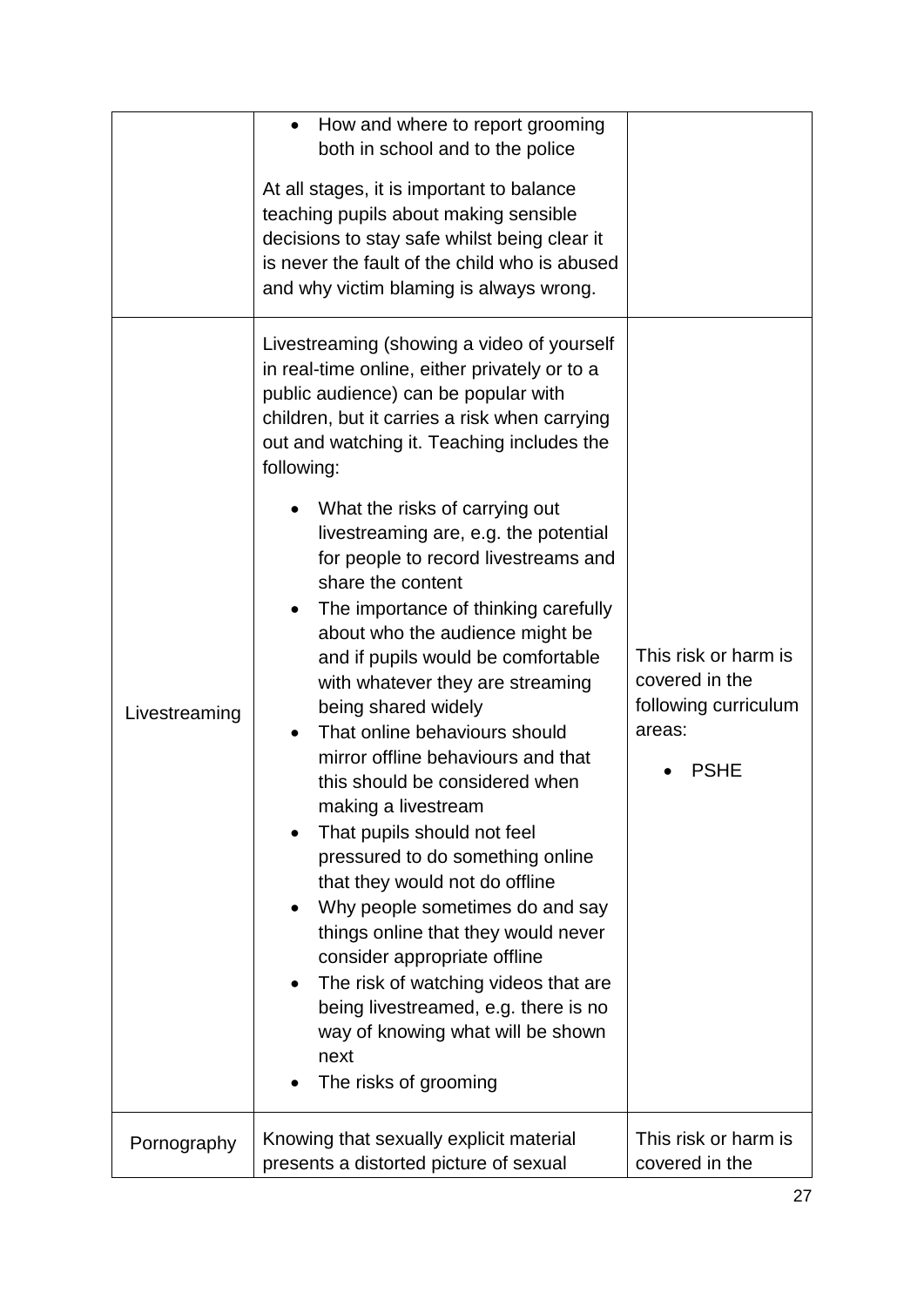| | | |
|---|---|---|
| | • How and where to report grooming both in school and to the police<br><br>At all stages, it is important to balance teaching pupils about making sensible decisions to stay safe whilst being clear it is never the fault of the child who is abused and why victim blaming is always wrong. | |
| Livestreaming | Livestreaming (showing a video of yourself in real-time online, either privately or to a public audience) can be popular with children, but it carries a risk when carrying out and watching it. Teaching includes the following:<br><br>• What the risks of carrying out livestreaming are, e.g. the potential for people to record livestreams and share the content<br>• The importance of thinking carefully about who the audience might be and if pupils would be comfortable with whatever they are streaming being shared widely<br>• That online behaviours should mirror offline behaviours and that this should be considered when making a livestream<br>• That pupils should not feel pressured to do something online that they would not do offline<br>• Why people sometimes do and say things online that they would never consider appropriate offline<br>• The risk of watching videos that are being livestreamed, e.g. there is no way of knowing what will be shown next<br>• The risks of grooming | This risk or harm is covered in the following curriculum areas:<br><br>• PSHE |
| Pornography | Knowing that sexually explicit material presents a distorted picture of sexual | This risk or harm is covered in the |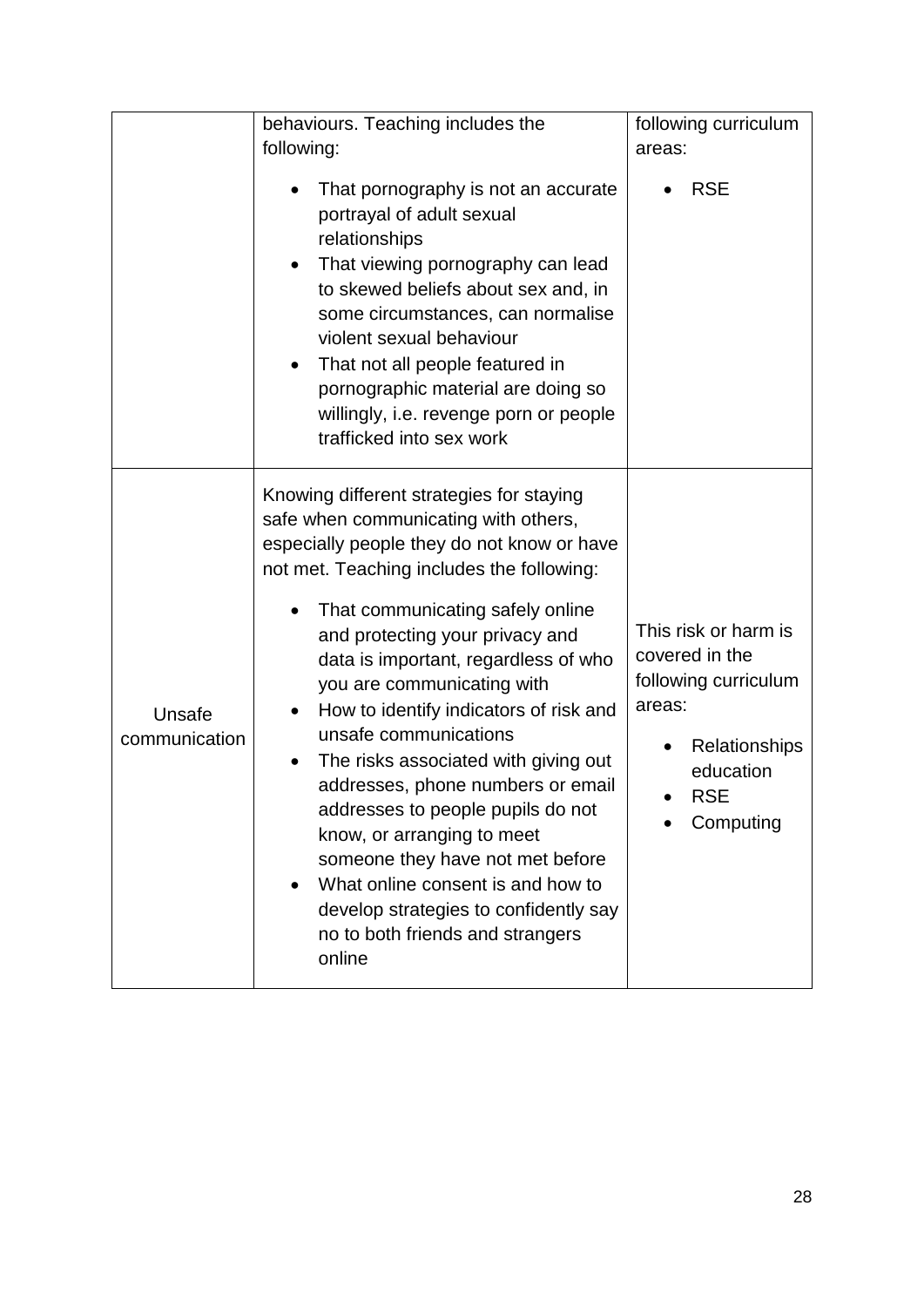| | | |
|---|---|---|
| | behaviours. Teaching includes the following:<br><br>• That pornography is not an accurate portrayal of adult sexual relationships<br>• That viewing pornography can lead to skewed beliefs about sex and, in some circumstances, can normalise violent sexual behaviour<br>• That not all people featured in pornographic material are doing so willingly, i.e. revenge porn or people trafficked into sex work | following curriculum areas:<br><br>• RSE |
| Unsafe communication | Knowing different strategies for staying safe when communicating with others, especially people they do not know or have not met. Teaching includes the following:<br><br>• That communicating safely online and protecting your privacy and data is important, regardless of who you are communicating with<br>• How to identify indicators of risk and unsafe communications<br>• The risks associated with giving out addresses, phone numbers or email addresses to people pupils do not know, or arranging to meet someone they have not met before<br>• What online consent is and how to develop strategies to confidently say no to both friends and strangers online | This risk or harm is covered in the following curriculum areas:<br><br>• Relationships education<br>• RSE<br>• Computing |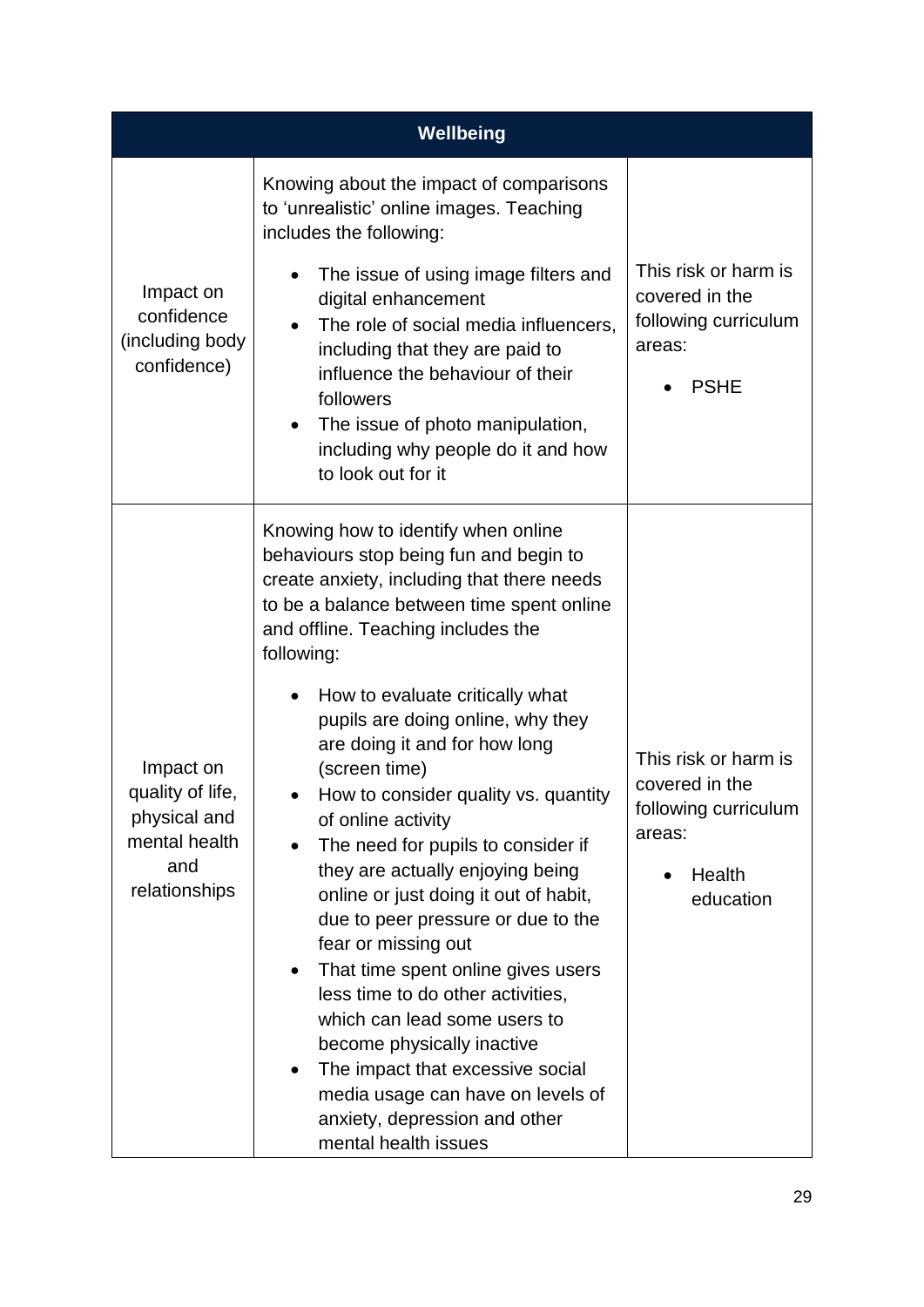| Wellbeing | | |
|---|---|---|
| Impact on confidence (including body confidence) | Knowing about the impact of comparisons to 'unrealistic' online images. Teaching includes the following:<br>• The issue of using image filters and digital enhancement<br>• The role of social media influencers, including that they are paid to influence the behaviour of their followers<br>• The issue of photo manipulation, including why people do it and how to look out for it | This risk or harm is covered in the following curriculum areas:<br>• PSHE |
| Impact on quality of life, physical and mental health and relationships | Knowing how to identify when online behaviours stop being fun and begin to create anxiety, including that there needs to be a balance between time spent online and offline. Teaching includes the following:<br>• How to evaluate critically what pupils are doing online, why they are doing it and for how long (screen time)<br>• How to consider quality vs. quantity of online activity<br>• The need for pupils to consider if they are actually enjoying being online or just doing it out of habit, due to peer pressure or due to the fear or missing out<br>• That time spent online gives users less time to do other activities, which can lead some users to become physically inactive<br>• The impact that excessive social media usage can have on levels of anxiety, depression and other mental health issues | This risk or harm is covered in the following curriculum areas:<br>• Health education |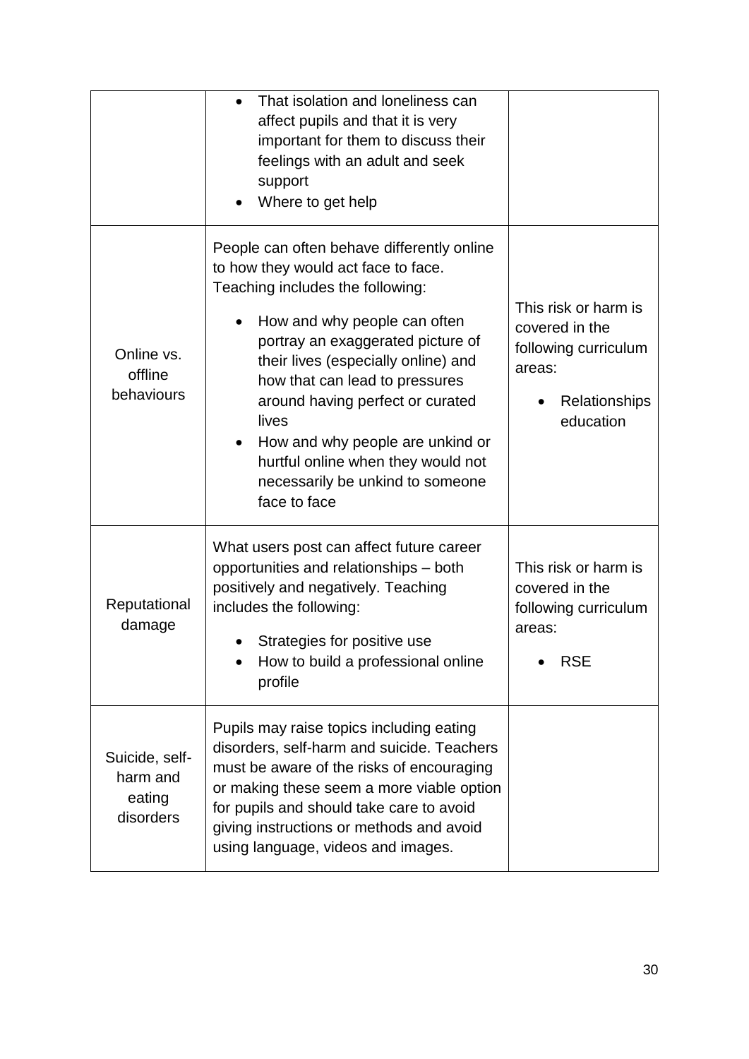| | | |
|---|---|---|
| | • That isolation and loneliness can affect pupils and that it is very important for them to discuss their feelings with an adult and seek support<br>• Where to get help | |
| Online vs. offline behaviours | People can often behave differently online to how they would act face to face. Teaching includes the following:<br>• How and why people can often portray an exaggerated picture of their lives (especially online) and how that can lead to pressures around having perfect or curated lives<br>• How and why people are unkind or hurtful online when they would not necessarily be unkind to someone face to face | This risk or harm is covered in the following curriculum areas:<br>• Relationships education |
| Reputational damage | What users post can affect future career opportunities and relationships – both positively and negatively. Teaching includes the following:<br>• Strategies for positive use<br>• How to build a professional online profile | This risk or harm is covered in the following curriculum areas:<br>• RSE |
| Suicide, self-harm and eating disorders | Pupils may raise topics including eating disorders, self-harm and suicide. Teachers must be aware of the risks of encouraging or making these seem a more viable option for pupils and should take care to avoid giving instructions or methods and avoid using language, videos and images. | |